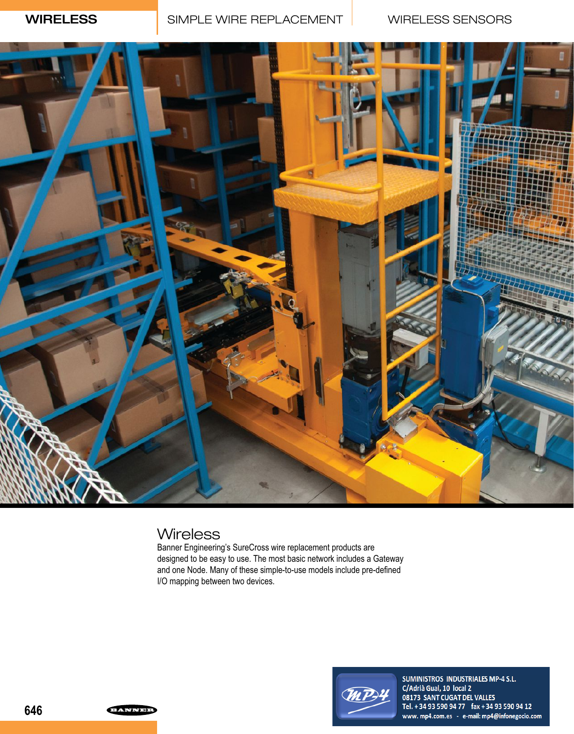# Wireless

Banner Engineering's SureCross wire replacement products are designed to be easy to use. The most basic network includes a Gateway and one Node. Many of these simple-to-use models include pre-defined I/O mapping between two devices.

SUMINISTROS INDUSTRIALES MP-4 S.L.
C/Adrià Gual, 10 local 2
08173 SANT CUGAT DEL VALLES
Tel. +34 93 590 94 77 fax +34 93 590 94 12
www. mp4.com.es - e-mail: mp4@infonegocio.com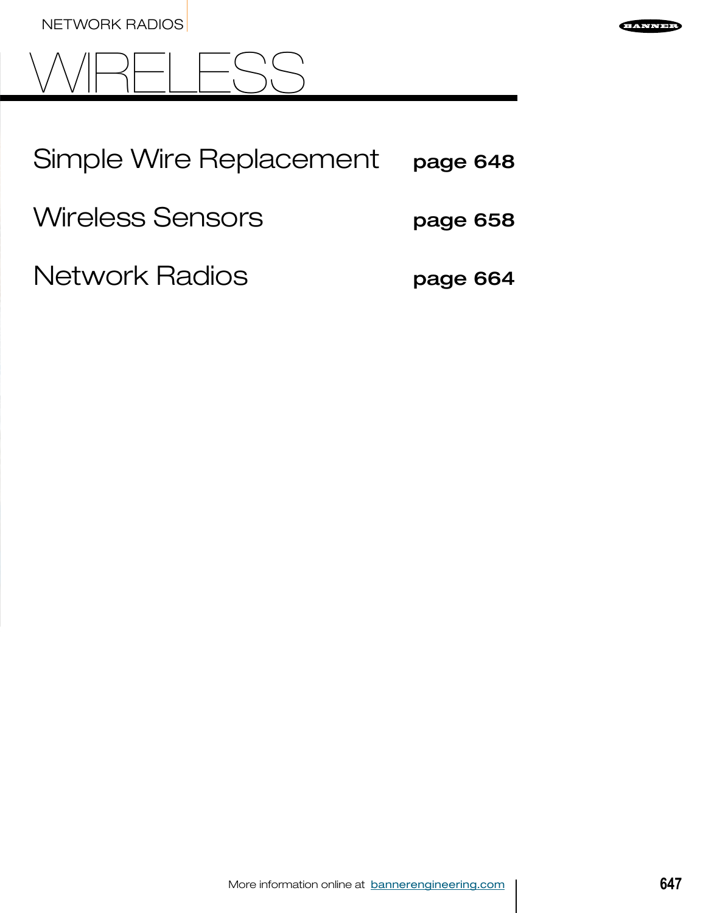# WIRELESS

Simple Wire Replacement **page 648**

Wireless Sensors **page 658**

Network Radios **page 664**

More information online at bannerengineering.com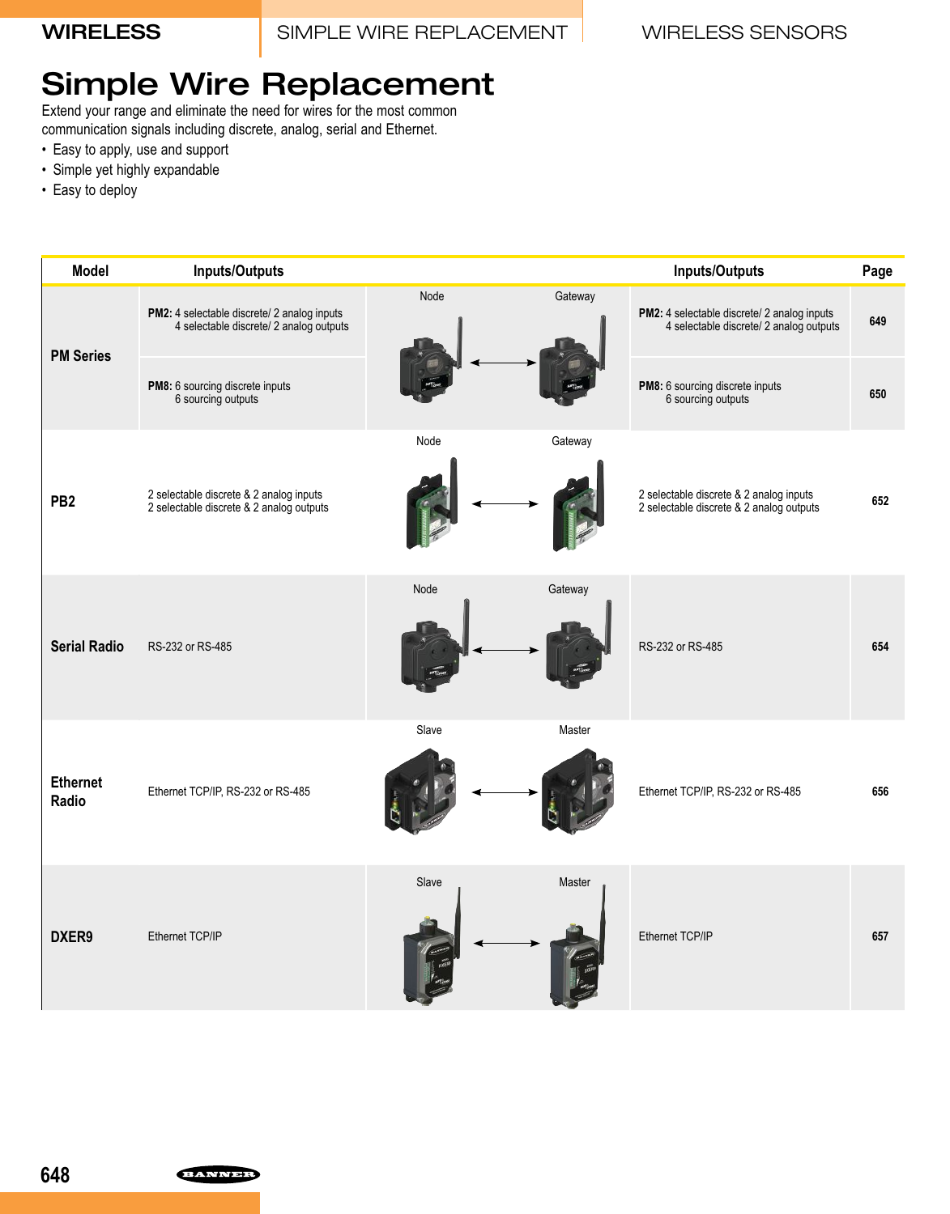# Simple Wire Replacement

Extend your range and eliminate the need for wires for the most common communication signals including discrete, analog, serial and Ethernet.

- Easy to apply, use and support
- Simple yet highly expandable
- Easy to deploy

| Model | Inputs/Outputs | | Inputs/Outputs | Page |
|---|---|---|---|---|
| PM Series | **PM2:** 4 selectable discrete/ 2 analog inputs<br>4 selectable discrete/ 2 analog outputs | Node ↔ Gateway | **PM2:** 4 selectable discrete/ 2 analog inputs<br>4 selectable discrete/ 2 analog outputs | 649 |
| | **PM8:** 6 sourcing discrete inputs<br>6 sourcing outputs | | **PM8:** 6 sourcing discrete inputs<br>6 sourcing outputs | 650 |
| PB2 | 2 selectable discrete & 2 analog inputs<br>2 selectable discrete & 2 analog outputs | Node ↔ Gateway | 2 selectable discrete & 2 analog inputs<br>2 selectable discrete & 2 analog outputs | 652 |
| Serial Radio | RS-232 or RS-485 | Node ↔ Gateway | RS-232 or RS-485 | 654 |
| Ethernet Radio | Ethernet TCP/IP, RS-232 or RS-485 | Slave ↔ Master | Ethernet TCP/IP, RS-232 or RS-485 | 656 |
| DXER9 | Ethernet TCP/IP | Slave ↔ Master | Ethernet TCP/IP | 657 |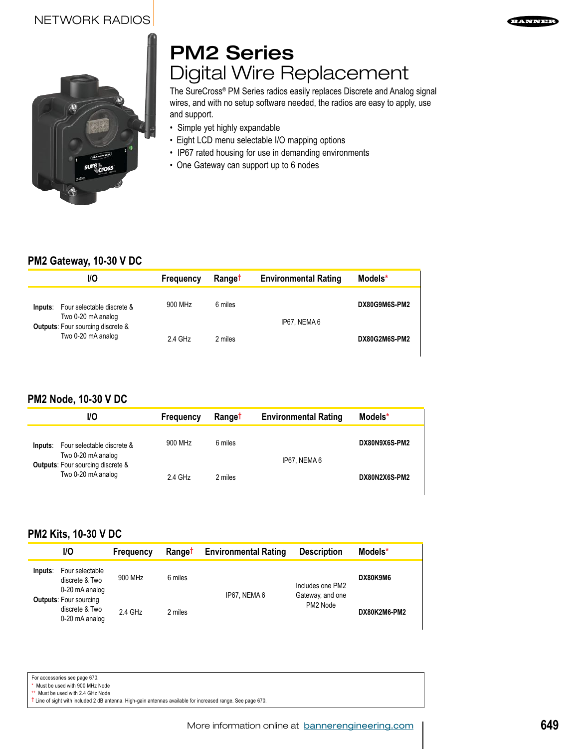# PM2 Series
## Digital Wire Replacement

The SureCross® PM Series radios easily replaces Discrete and Analog signal wires, and with no setup software needed, the radios are easy to apply, use and support.

- Simple yet highly expandable
- Eight LCD menu selectable I/O mapping options
- IP67 rated housing for use in demanding environments
- One Gateway can support up to 6 nodes

### PM2 Gateway, 10-30 V DC

| I/O | Frequency | Range† | Environmental Rating | Models* |
|---|---|---|---|---|
| **Inputs**: Four selectable discrete & Two 0-20 mA analog **Outputs**: Four sourcing discrete & Two 0-20 mA analog | 900 MHz | 6 miles | IP67, NEMA 6 | **DX80G9M6S-PM2** |
| | 2.4 GHz | 2 miles | | **DX80G2M6S-PM2** |

### PM2 Node, 10-30 V DC

| I/O | Frequency | Range† | Environmental Rating | Models* |
|---|---|---|---|---|
| **Inputs**: Four selectable discrete & Two 0-20 mA analog **Outputs**: Four sourcing discrete & Two 0-20 mA analog | 900 MHz | 6 miles | IP67, NEMA 6 | **DX80N9X6S-PM2** |
| | 2.4 GHz | 2 miles | | **DX80N2X6S-PM2** |

### PM2 Kits, 10-30 V DC

| I/O | Frequency | Range† | Environmental Rating | Description | Models* |
|---|---|---|---|---|---|
| **Inputs**: Four selectable discrete & Two 0-20 mA analog **Outputs**: Four sourcing discrete & Two 0-20 mA analog | 900 MHz | 6 miles | IP67, NEMA 6 | Includes one PM2 Gateway, and one PM2 Node | **DX80K9M6** |
| | 2.4 GHz | 2 miles | | | **DX80K2M6-PM2** |

For accessories see page 670.
* Must be used with 900 MHz Node
** Must be used with 2.4 GHz Node
† Line of sight with included 2 dB antenna. High-gain antennas available for increased range. See page 670.

More information online at bannerengineering.com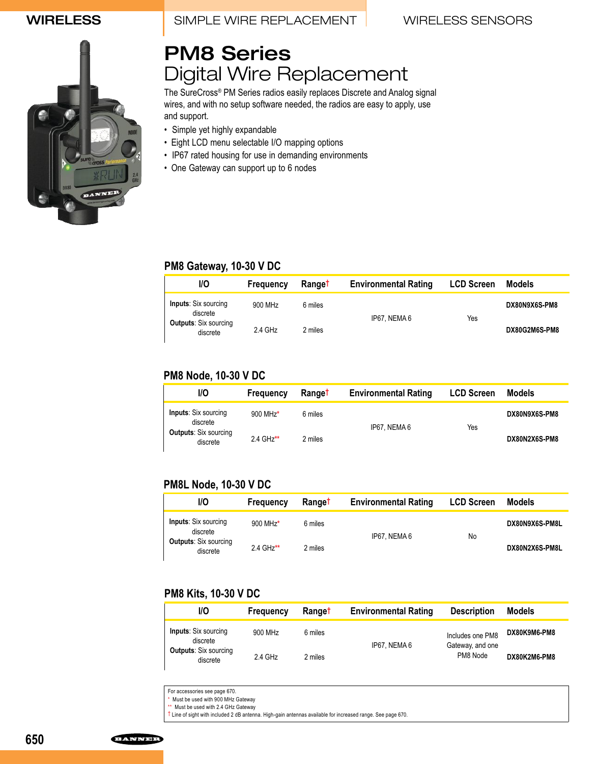# PM8 Series

## Digital Wire Replacement

The SureCross® PM Series radios easily replaces Discrete and Analog signal wires, and with no setup software needed, the radios are easy to apply, use and support.

- Simple yet highly expandable
- Eight LCD menu selectable I/O mapping options
- IP67 rated housing for use in demanding environments
- One Gateway can support up to 6 nodes

### PM8 Gateway, 10-30 V DC

| I/O | Frequency | Range† | Environmental Rating | LCD Screen | Models |
|---|---|---|---|---|---|
| **Inputs**: Six sourcing discrete<br>**Outputs**: Six sourcing discrete | 900 MHz | 6 miles | IP67, NEMA 6 | Yes | **DX80N9X6S-PM8** |
| | 2.4 GHz | 2 miles | | | **DX80G2M6S-PM8** |

### PM8 Node, 10-30 V DC

| I/O | Frequency | Range† | Environmental Rating | LCD Screen | Models |
|---|---|---|---|---|---|
| **Inputs**: Six sourcing discrete<br>**Outputs**: Six sourcing discrete | 900 MHz* | 6 miles | IP67, NEMA 6 | Yes | **DX80N9X6S-PM8** |
| | 2.4 GHz** | 2 miles | | | **DX80N2X6S-PM8** |

### PM8L Node, 10-30 V DC

| I/O | Frequency | Range† | Environmental Rating | LCD Screen | Models |
|---|---|---|---|---|---|
| **Inputs**: Six sourcing discrete<br>**Outputs**: Six sourcing discrete | 900 MHz* | 6 miles | IP67, NEMA 6 | No | **DX80N9X6S-PM8L** |
| | 2.4 GHz** | 2 miles | | | **DX80N2X6S-PM8L** |

### PM8 Kits, 10-30 V DC

| I/O | Frequency | Range† | Environmental Rating | Description | Models |
|---|---|---|---|---|---|
| **Inputs**: Six sourcing discrete<br>**Outputs**: Six sourcing discrete | 900 MHz | 6 miles | IP67, NEMA 6 | Includes one PM8 Gateway, and one PM8 Node | **DX80K9M6-PM8** |
| | 2.4 GHz | 2 miles | | | **DX80K2M6-PM8** |

For accessories see page 670.
\* Must be used with 900 MHz Gateway
\*\* Must be used with 2.4 GHz Gateway
† Line of sight with included 2 dB antenna. High-gain antennas available for increased range. See page 670.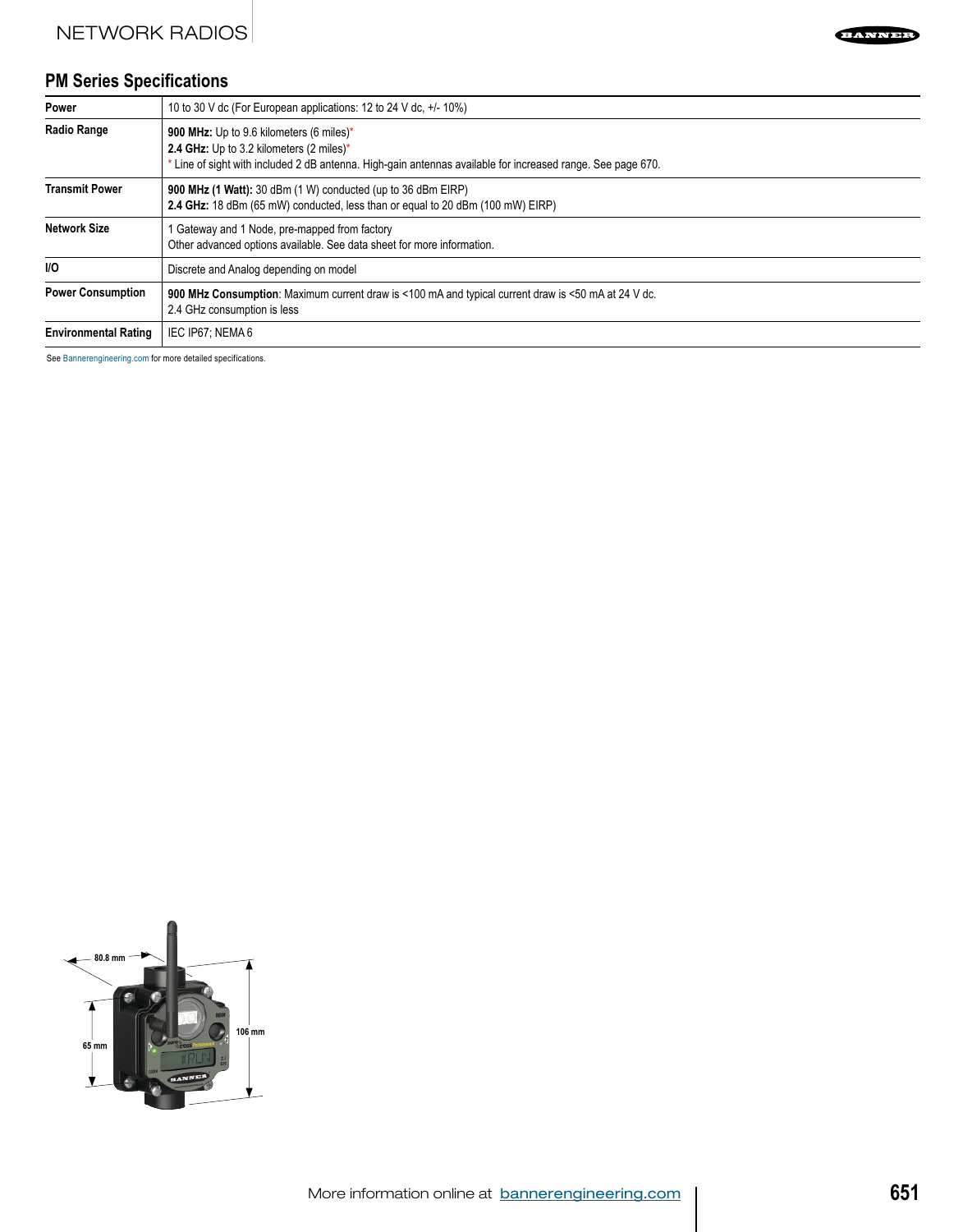## PM Series Specifications

| | |
|---|---|
| **Power** | 10 to 30 V dc (For European applications: 12 to 24 V dc, +/- 10%) |
| **Radio Range** | **900 MHz:** Up to 9.6 kilometers (6 miles)* <br> **2.4 GHz:** Up to 3.2 kilometers (2 miles)* <br> * Line of sight with included 2 dB antenna. High-gain antennas available for increased range. See page 670. |
| **Transmit Power** | **900 MHz (1 Watt):** 30 dBm (1 W) conducted (up to 36 dBm EIRP) <br> **2.4 GHz:** 18 dBm (65 mW) conducted, less than or equal to 20 dBm (100 mW) EIRP |
| **Network Size** | 1 Gateway and 1 Node, pre-mapped from factory <br> Other advanced options available. See data sheet for more information. |
| **I/O** | Discrete and Analog depending on model |
| **Power Consumption** | **900 MHz Consumption**: Maximum current draw is <100 mA and typical current draw is <50 mA at 24 V dc. <br> 2.4 GHz consumption is less |
| **Environmental Rating** | IEC IP67; NEMA 6 |

See Bannerengineering.com for more detailed specifications.

80.8 mm

65 mm

106 mm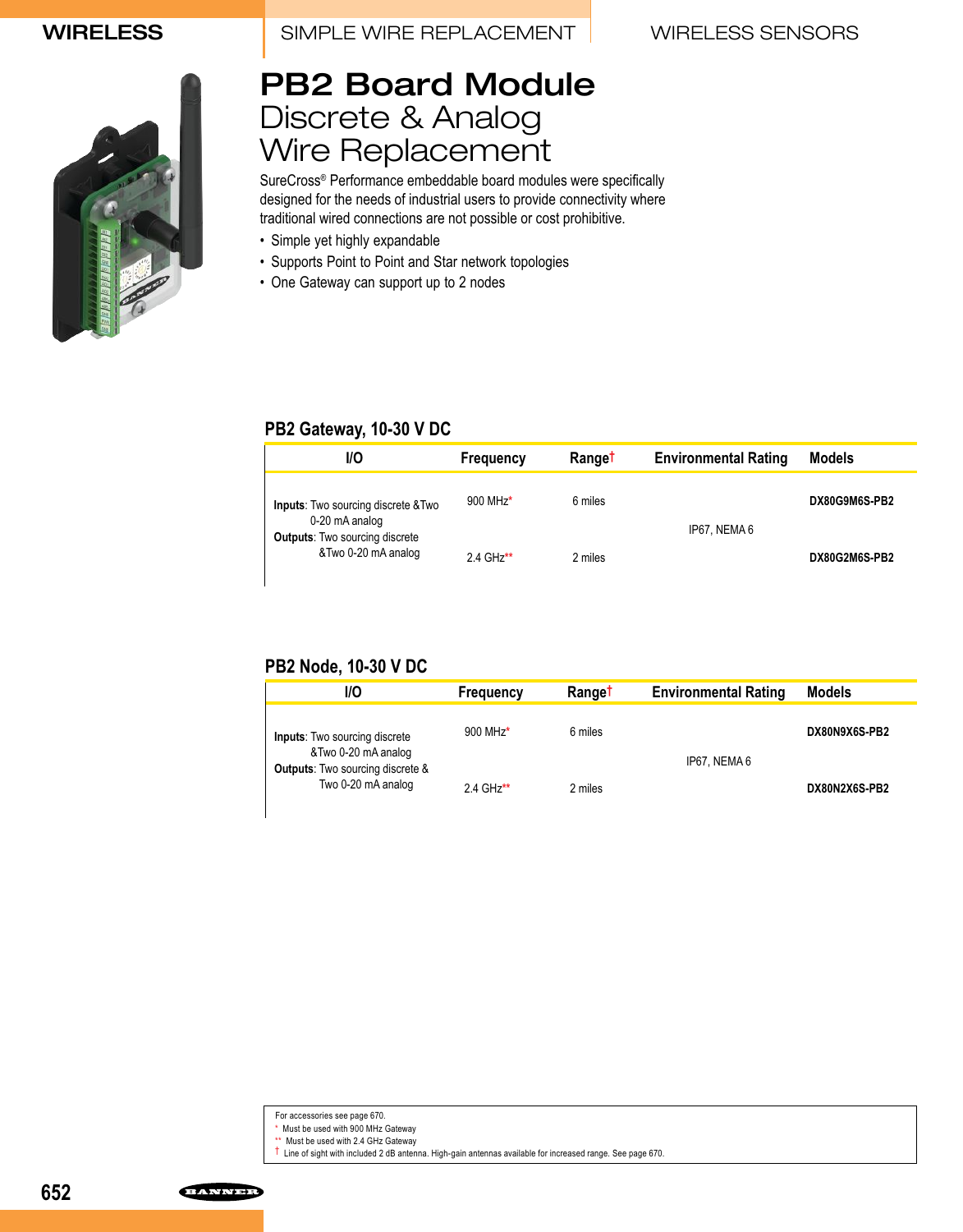# PB2 Board Module

## Discrete & Analog Wire Replacement

SureCross® Performance embeddable board modules were specifically designed for the needs of industrial users to provide connectivity where traditional wired connections are not possible or cost prohibitive.

- Simple yet highly expandable
- Supports Point to Point and Star network topologies
- One Gateway can support up to 2 nodes

### PB2 Gateway, 10-30 V DC

| I/O | Frequency | Range† | Environmental Rating | Models |
|---|---|---|---|---|
| **Inputs**: Two sourcing discrete &Two 0-20 mA analog<br>**Outputs**: Two sourcing discrete &Two 0-20 mA analog | 900 MHz* | 6 miles | IP67, NEMA 6 | DX80G9M6S-PB2 |
| | 2.4 GHz** | 2 miles | | DX80G2M6S-PB2 |

### PB2 Node, 10-30 V DC

| I/O | Frequency | Range† | Environmental Rating | Models |
|---|---|---|---|---|
| **Inputs**: Two sourcing discrete &Two 0-20 mA analog<br>**Outputs**: Two sourcing discrete & Two 0-20 mA analog | 900 MHz* | 6 miles | IP67, NEMA 6 | DX80N9X6S-PB2 |
| | 2.4 GHz** | 2 miles | | DX80N2X6S-PB2 |

For accessories see page 670.
\* Must be used with 900 MHz Gateway
\*\* Must be used with 2.4 GHz Gateway
† Line of sight with included 2 dB antenna. High-gain antennas available for increased range. See page 670.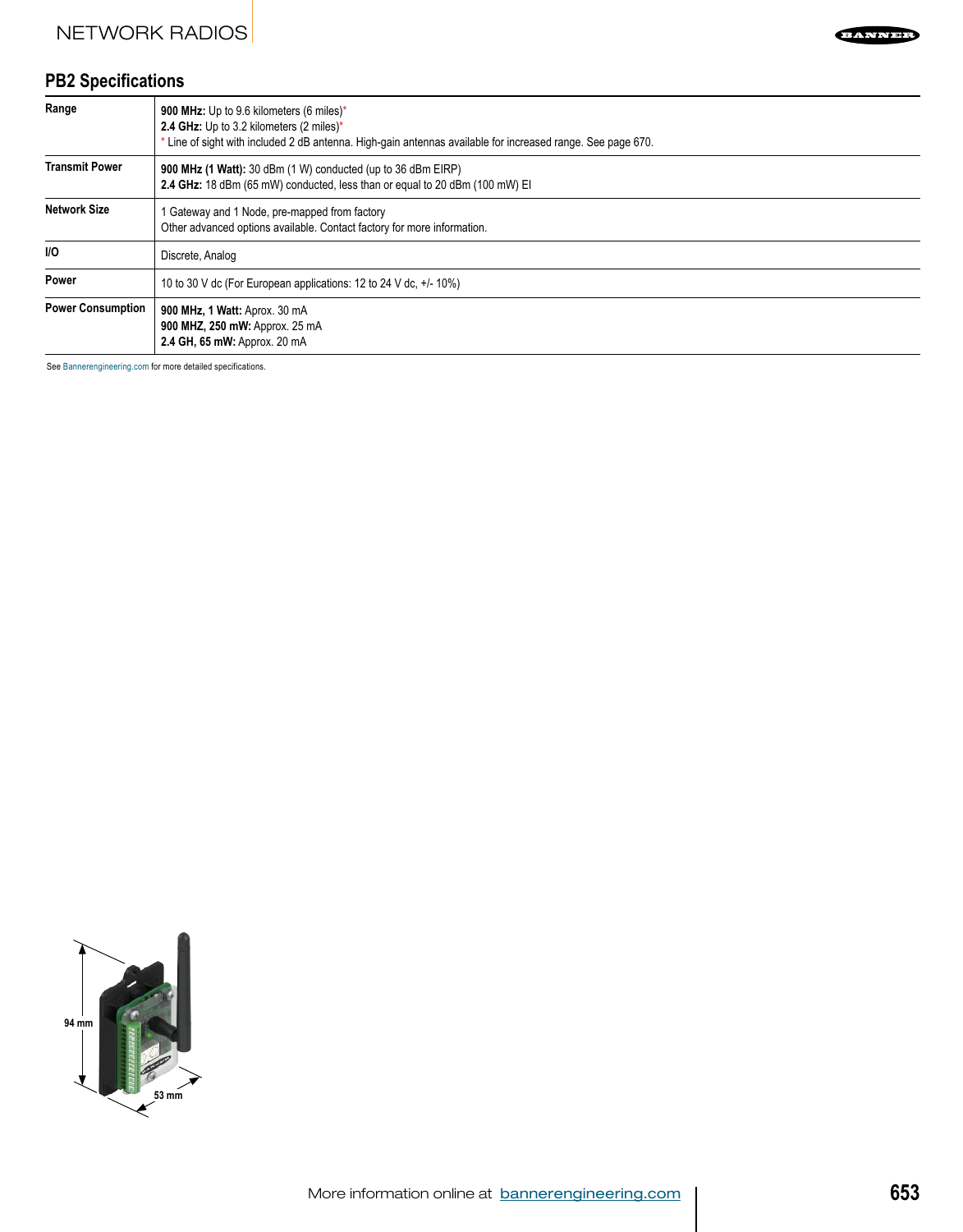## PB2 Specifications

| | |
|---|---|
| **Range** | **900 MHz:** Up to 9.6 kilometers (6 miles)*<br>**2.4 GHz:** Up to 3.2 kilometers (2 miles)*<br>* Line of sight with included 2 dB antenna. High-gain antennas available for increased range. See page 670. |
| **Transmit Power** | **900 MHz (1 Watt):** 30 dBm (1 W) conducted (up to 36 dBm EIRP)<br>**2.4 GHz:** 18 dBm (65 mW) conducted, less than or equal to 20 dBm (100 mW) EI |
| **Network Size** | 1 Gateway and 1 Node, pre-mapped from factory<br>Other advanced options available. Contact factory for more information. |
| **I/O** | Discrete, Analog |
| **Power** | 10 to 30 V dc (For European applications: 12 to 24 V dc, +/- 10%) |
| **Power Consumption** | **900 MHz, 1 Watt:** Aprox. 30 mA<br>**900 MHZ, 250 mW:** Approx. 25 mA<br>**2.4 GH, 65 mW:** Approx. 20 mA |

See Bannerengineering.com for more detailed specifications.

94 mm

53 mm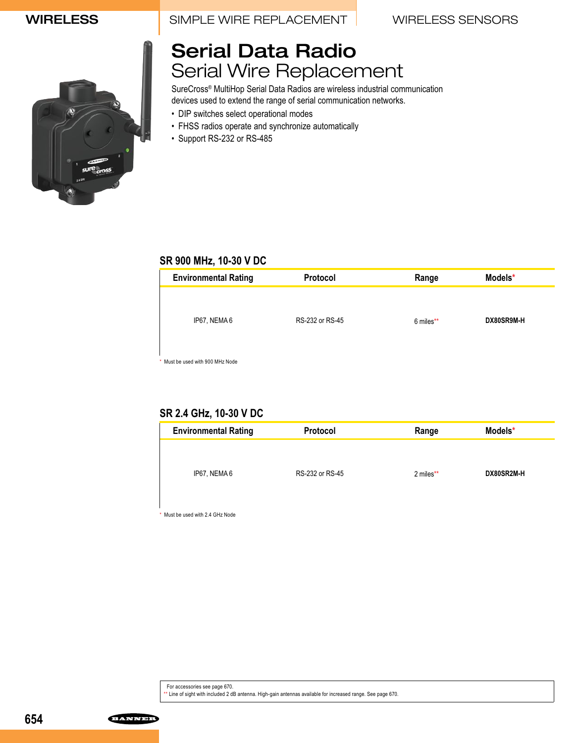# Serial Data Radio

## Serial Wire Replacement

SureCross® MultiHop Serial Data Radios are wireless industrial communication devices used to extend the range of serial communication networks.

- DIP switches select operational modes
- FHSS radios operate and synchronize automatically
- Support RS-232 or RS-485

### SR 900 MHz, 10-30 V DC

| Environmental Rating | Protocol | Range | Models* |
| --- | --- | --- | --- |
| IP67, NEMA 6 | RS-232 or RS-45 | 6 miles** | DX80SR9M-H |

* Must be used with 900 MHz Node

### SR 2.4 GHz, 10-30 V DC

| Environmental Rating | Protocol | Range | Models* |
| --- | --- | --- | --- |
| IP67, NEMA 6 | RS-232 or RS-45 | 2 miles** | DX80SR2M-H |

* Must be used with 2.4 GHz Node

For accessories see page 670.

** Line of sight with included 2 dB antenna. High-gain antennas available for increased range. See page 670.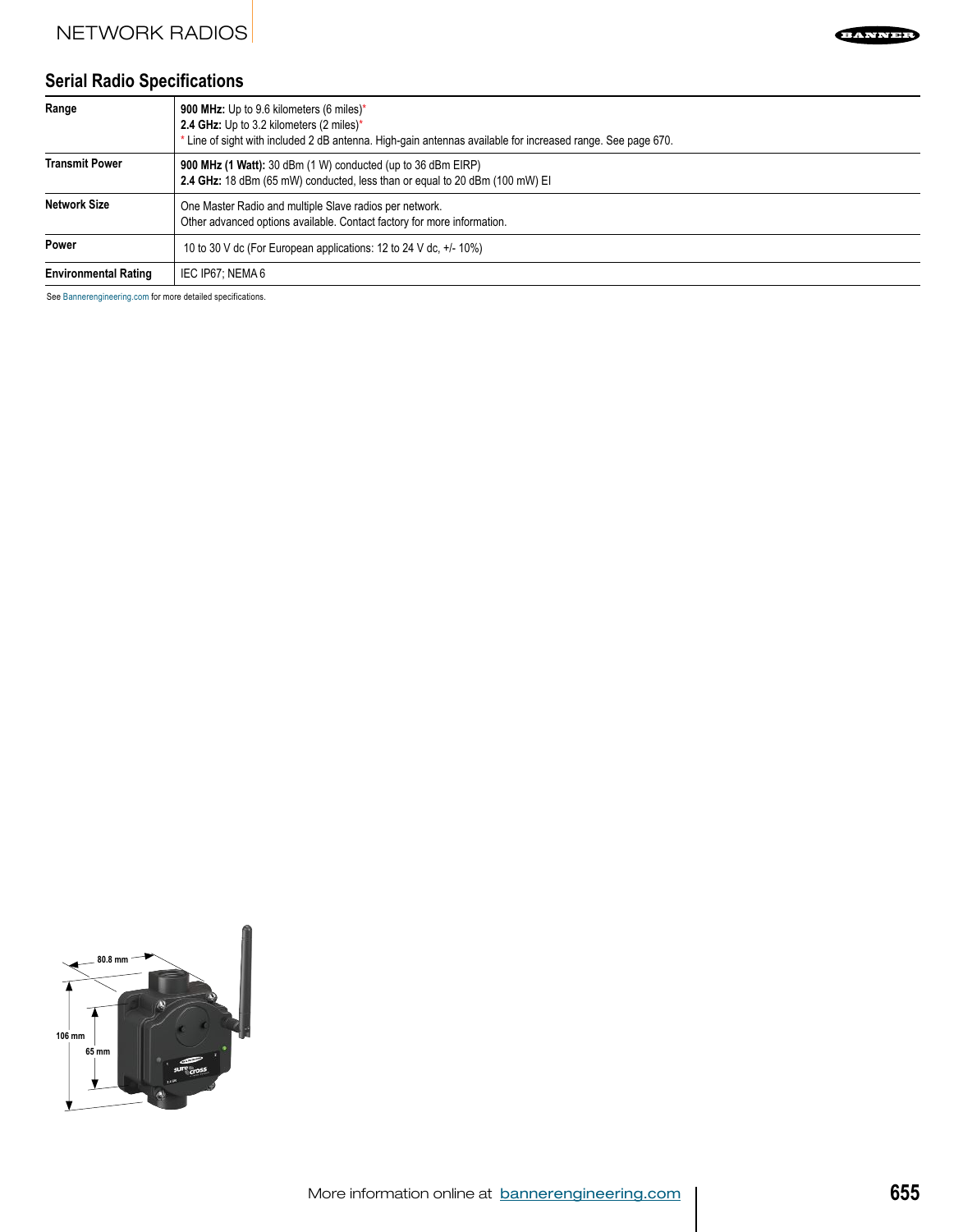## Serial Radio Specifications

| | |
|---|---|
| **Range** | **900 MHz:** Up to 9.6 kilometers (6 miles)* <br> **2.4 GHz:** Up to 3.2 kilometers (2 miles)* <br> * Line of sight with included 2 dB antenna. High-gain antennas available for increased range. See page 670. |
| **Transmit Power** | **900 MHz (1 Watt):** 30 dBm (1 W) conducted (up to 36 dBm EIRP) <br> **2.4 GHz:** 18 dBm (65 mW) conducted, less than or equal to 20 dBm (100 mW) EI |
| **Network Size** | One Master Radio and multiple Slave radios per network. <br> Other advanced options available. Contact factory for more information. |
| **Power** | 10 to 30 V dc (For European applications: 12 to 24 V dc, +/- 10%) |
| **Environmental Rating** | IEC IP67; NEMA 6 |

See Bannerengineering.com for more detailed specifications.

80.8 mm

106 mm

65 mm

More information online at bannerengineering.com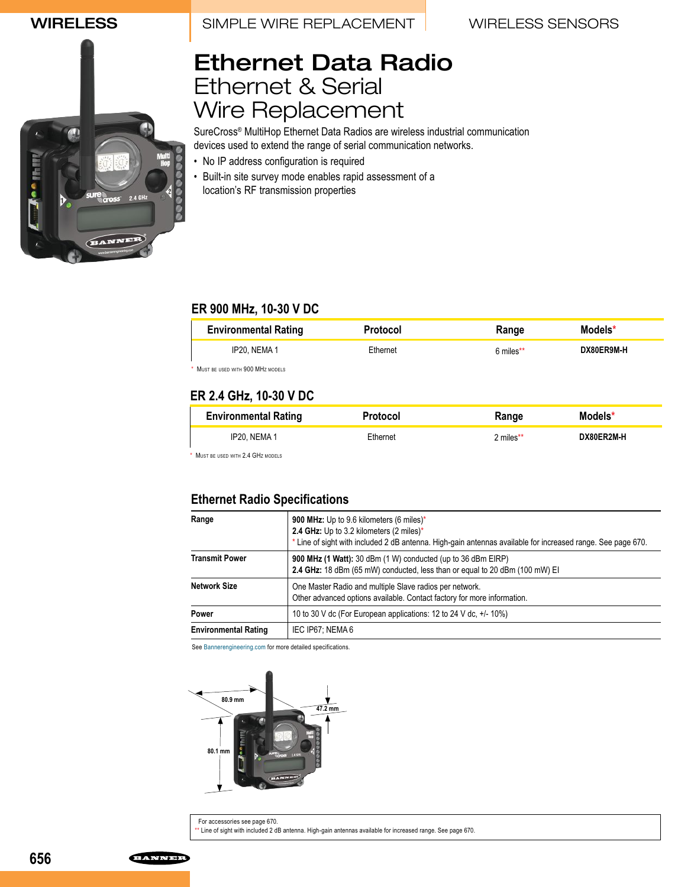WIRELESS | SIMPLE WIRE REPLACEMENT | WIRELESS SENSORS

# Ethernet Data Radio
## Ethernet & Serial Wire Replacement

SureCross® MultiHop Ethernet Data Radios are wireless industrial communication devices used to extend the range of serial communication networks.

- No IP address configuration is required
- Built-in site survey mode enables rapid assessment of a location's RF transmission properties

### ER 900 MHz, 10-30 V DC

| Environmental Rating | Protocol | Range | Models* |
|---|---|---|---|
| IP20, NEMA 1 | Ethernet | 6 miles** | DX80ER9M-H |

* Must be used with 900 MHz models

### ER 2.4 GHz, 10-30 V DC

| Environmental Rating | Protocol | Range | Models* |
|---|---|---|---|
| IP20, NEMA 1 | Ethernet | 2 miles** | DX80ER2M-H |

* Must be used with 2.4 GHz models

### Ethernet Radio Specifications

| | |
|---|---|
| **Range** | **900 MHz:** Up to 9.6 kilometers (6 miles)*<br>**2.4 GHz:** Up to 3.2 kilometers (2 miles)*<br>* Line of sight with included 2 dB antenna. High-gain antennas available for increased range. See page 670. |
| **Transmit Power** | **900 MHz (1 Watt):** 30 dBm (1 W) conducted (up to 36 dBm EIRP)<br>**2.4 GHz:** 18 dBm (65 mW) conducted, less than or equal to 20 dBm (100 mW) EI |
| **Network Size** | One Master Radio and multiple Slave radios per network.<br>Other advanced options available. Contact factory for more information. |
| **Power** | 10 to 30 V dc (For European applications: 12 to 24 V dc, +/- 10%) |
| **Environmental Rating** | IEC IP67; NEMA 6 |

See Bannerengineering.com for more detailed specifications.

80.9 mm
47.2 mm
80.1 mm

For accessories see page 670.
** Line of sight with included 2 dB antenna. High-gain antennas available for increased range. See page 670.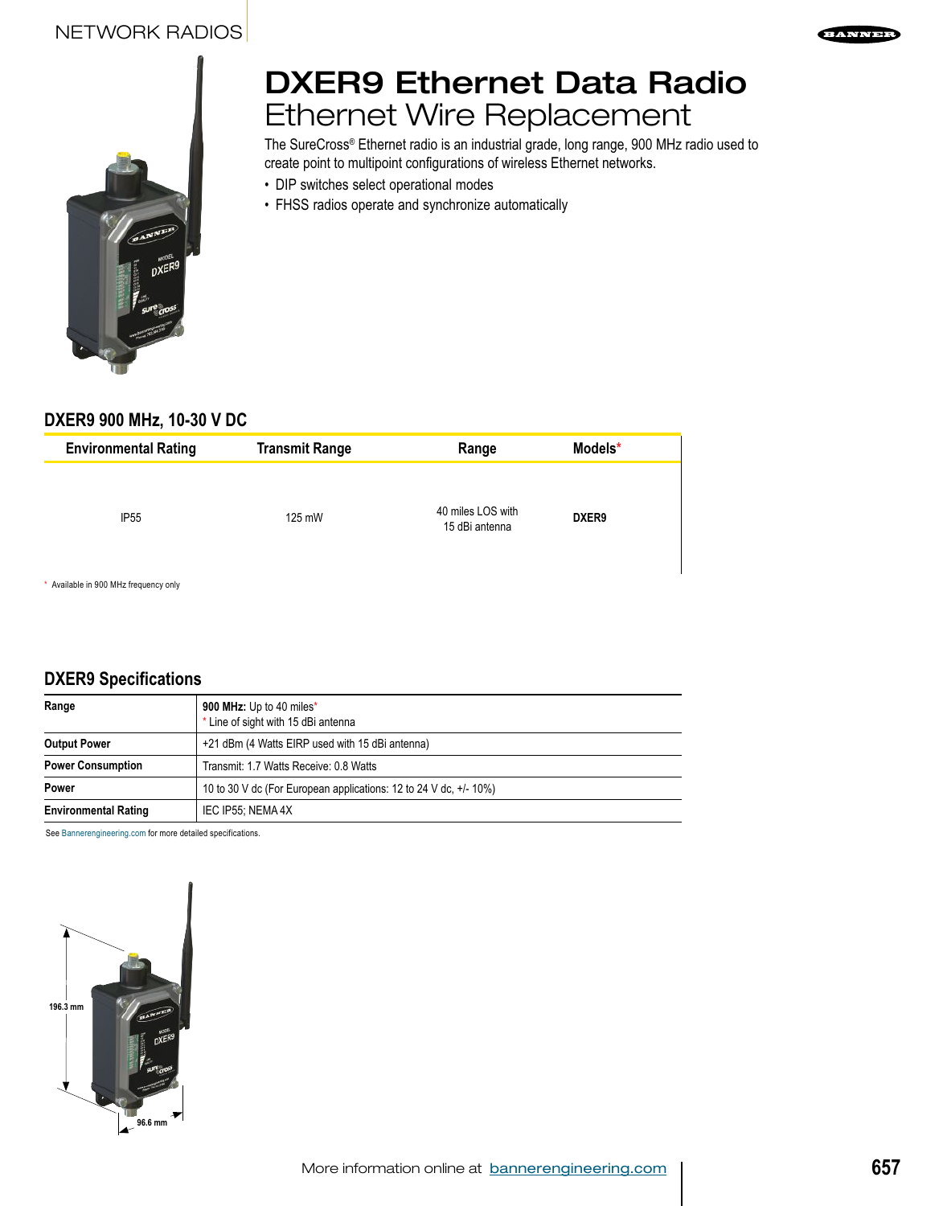# DXER9 Ethernet Data Radio

## Ethernet Wire Replacement

The SureCross® Ethernet radio is an industrial grade, long range, 900 MHz radio used to create point to multipoint configurations of wireless Ethernet networks.

- DIP switches select operational modes
- FHSS radios operate and synchronize automatically

### DXER9 900 MHz, 10-30 V DC

| Environmental Rating | Transmit Range | Range | Models* |
|---|---|---|---|
| IP55 | 125 mW | 40 miles LOS with 15 dBi antenna | **DXER9** |

\* Available in 900 MHz frequency only

### DXER9 Specifications

| | |
|---|---|
| **Range** | **900 MHz:** Up to 40 miles* <br> * Line of sight with 15 dBi antenna |
| **Output Power** | +21 dBm (4 Watts EIRP used with 15 dBi antenna) |
| **Power Consumption** | Transmit: 1.7 Watts Receive: 0.8 Watts |
| **Power** | 10 to 30 V dc (For European applications: 12 to 24 V dc, +/- 10%) |
| **Environmental Rating** | IEC IP55; NEMA 4X |

See Bannerengineering.com for more detailed specifications.

196.3 mm

96.6 mm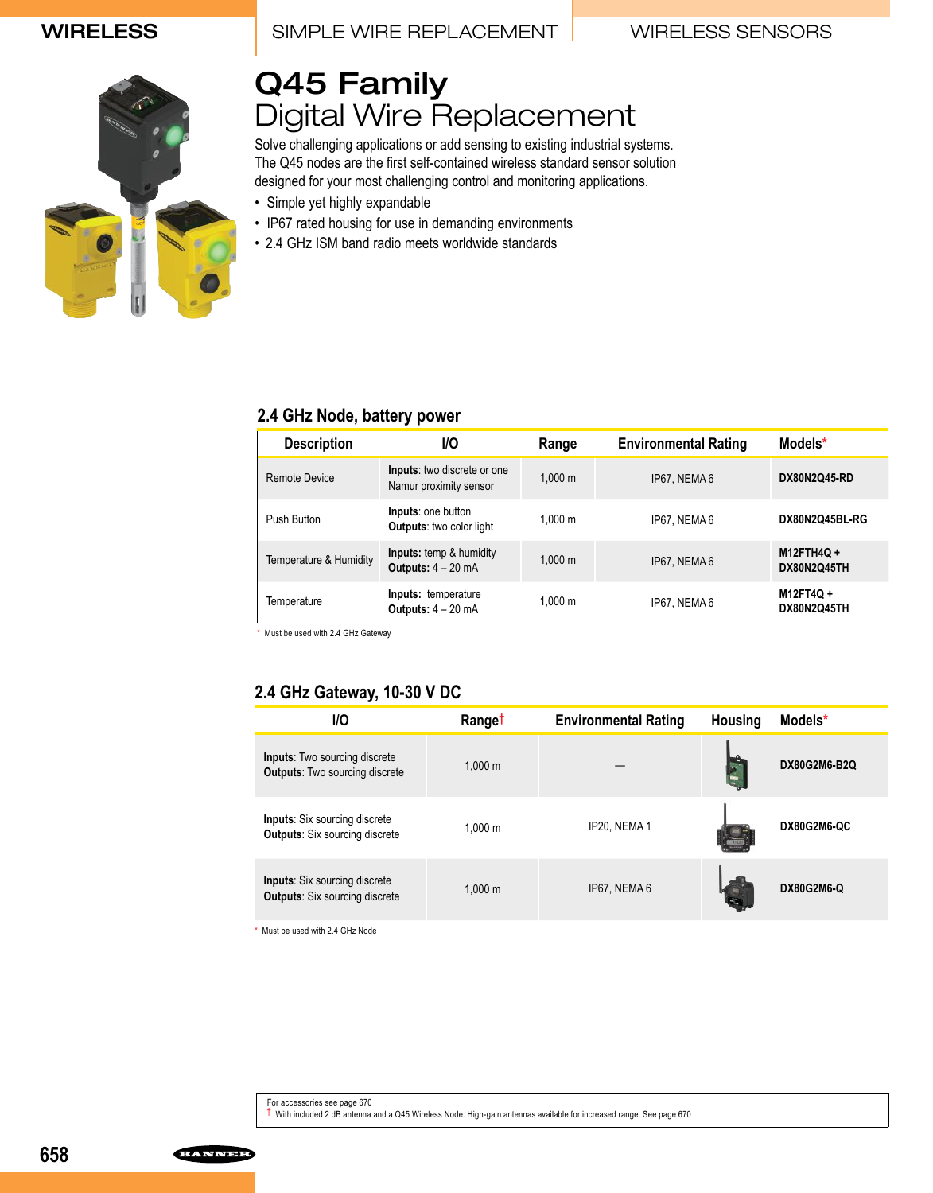# Q45 Family
## Digital Wire Replacement

Solve challenging applications or add sensing to existing industrial systems. The Q45 nodes are the first self-contained wireless standard sensor solution designed for your most challenging control and monitoring applications.

- Simple yet highly expandable
- IP67 rated housing for use in demanding environments
- 2.4 GHz ISM band radio meets worldwide standards

### 2.4 GHz Node, battery power

| Description | I/O | Range | Environmental Rating | Models* |
|---|---|---|---|---|
| Remote Device | **Inputs**: two discrete or one Namur proximity sensor | 1,000 m | IP67, NEMA 6 | **DX80N2Q45-RD** |
| Push Button | **Inputs**: one button<br>**Outputs**: two color light | 1,000 m | IP67, NEMA 6 | **DX80N2Q45BL-RG** |
| Temperature & Humidity | **Inputs**: temp & humidity<br>**Outputs**: 4 – 20 mA | 1,000 m | IP67, NEMA 6 | **M12FTH4Q + DX80N2Q45TH** |
| Temperature | **Inputs**: temperature<br>**Outputs**: 4 – 20 mA | 1,000 m | IP67, NEMA 6 | **M12FT4Q + DX80N2Q45TH** |

* Must be used with 2.4 GHz Gateway

### 2.4 GHz Gateway, 10-30 V DC

| I/O | Range† | Environmental Rating | Housing | Models* |
|---|---|---|---|---|
| **Inputs**: Two sourcing discrete<br>**Outputs**: Two sourcing discrete | 1,000 m | — | | **DX80G2M6-B2Q** |
| **Inputs**: Six sourcing discrete<br>**Outputs**: Six sourcing discrete | 1,000 m | IP20, NEMA 1 | | **DX80G2M6-QC** |
| **Inputs**: Six sourcing discrete<br>**Outputs**: Six sourcing discrete | 1,000 m | IP67, NEMA 6 | | **DX80G2M6-Q** |

* Must be used with 2.4 GHz Node

For accessories see page 670

† With included 2 dB antenna and a Q45 Wireless Node. High-gain antennas available for increased range. See page 670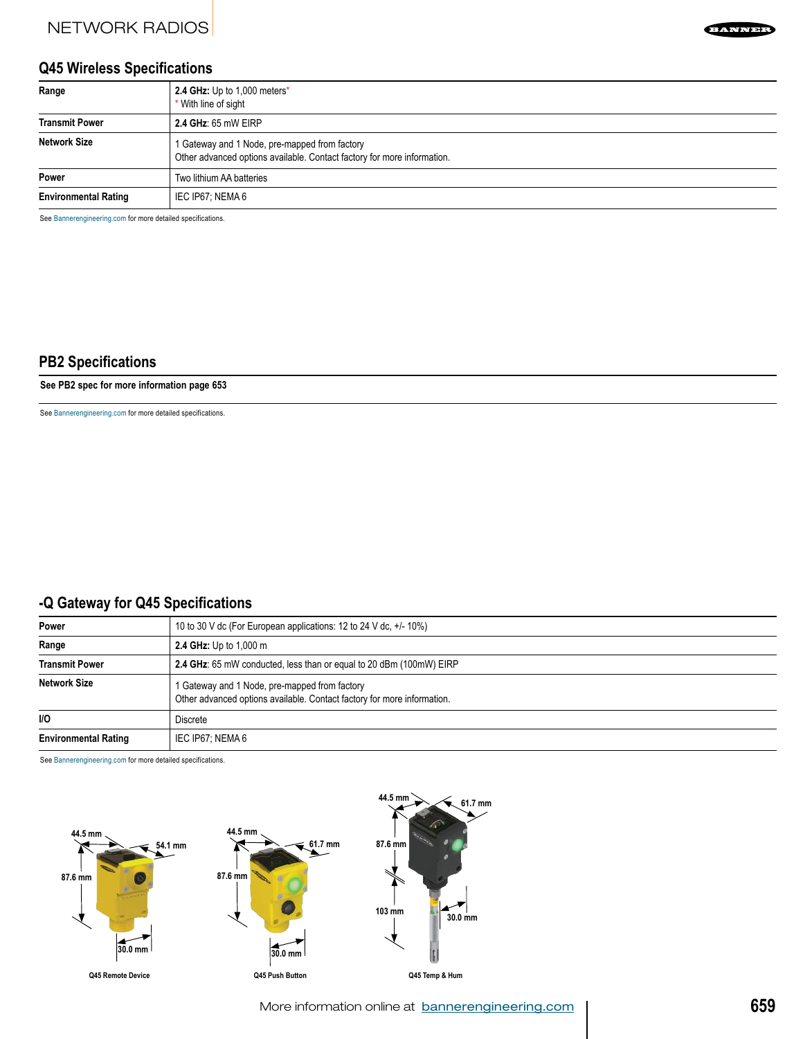## Q45 Wireless Specifications

| | |
|---|---|
| **Range** | **2.4 GHz:** Up to 1,000 meters*<br>* With line of sight |
| **Transmit Power** | **2.4 GHz**: 65 mW EIRP |
| **Network Size** | 1 Gateway and 1 Node, pre-mapped from factory<br>Other advanced options available. Contact factory for more information. |
| **Power** | Two lithium AA batteries |
| **Environmental Rating** | IEC IP67; NEMA 6 |

See Bannerengineering.com for more detailed specifications.

## PB2 Specifications

**See PB2 spec for more information page 653**

See Bannerengineering.com for more detailed specifications.

## -Q Gateway for Q45 Specifications

| | |
|---|---|
| **Power** | 10 to 30 V dc (For European applications: 12 to 24 V dc, +/- 10%) |
| **Range** | **2.4 GHz:** Up to 1,000 m |
| **Transmit Power** | **2.4 GHz**: 65 mW conducted, less than or equal to 20 dBm (100mW) EIRP |
| **Network Size** | 1 Gateway and 1 Node, pre-mapped from factory<br>Other advanced options available. Contact factory for more information. |
| **I/O** | Discrete |
| **Environmental Rating** | IEC IP67; NEMA 6 |

See Bannerengineering.com for more detailed specifications.

44.5 mm, 54.1 mm, 87.6 mm, 30.0 mm

Q45 Remote Device

44.5 mm, 61.7 mm, 87.6 mm, 30.0 mm

Q45 Push Button

44.5 mm, 61.7 mm, 87.6 mm, 103 mm, 30.0 mm

Q45 Temp & Hum

More information online at bannerengineering.com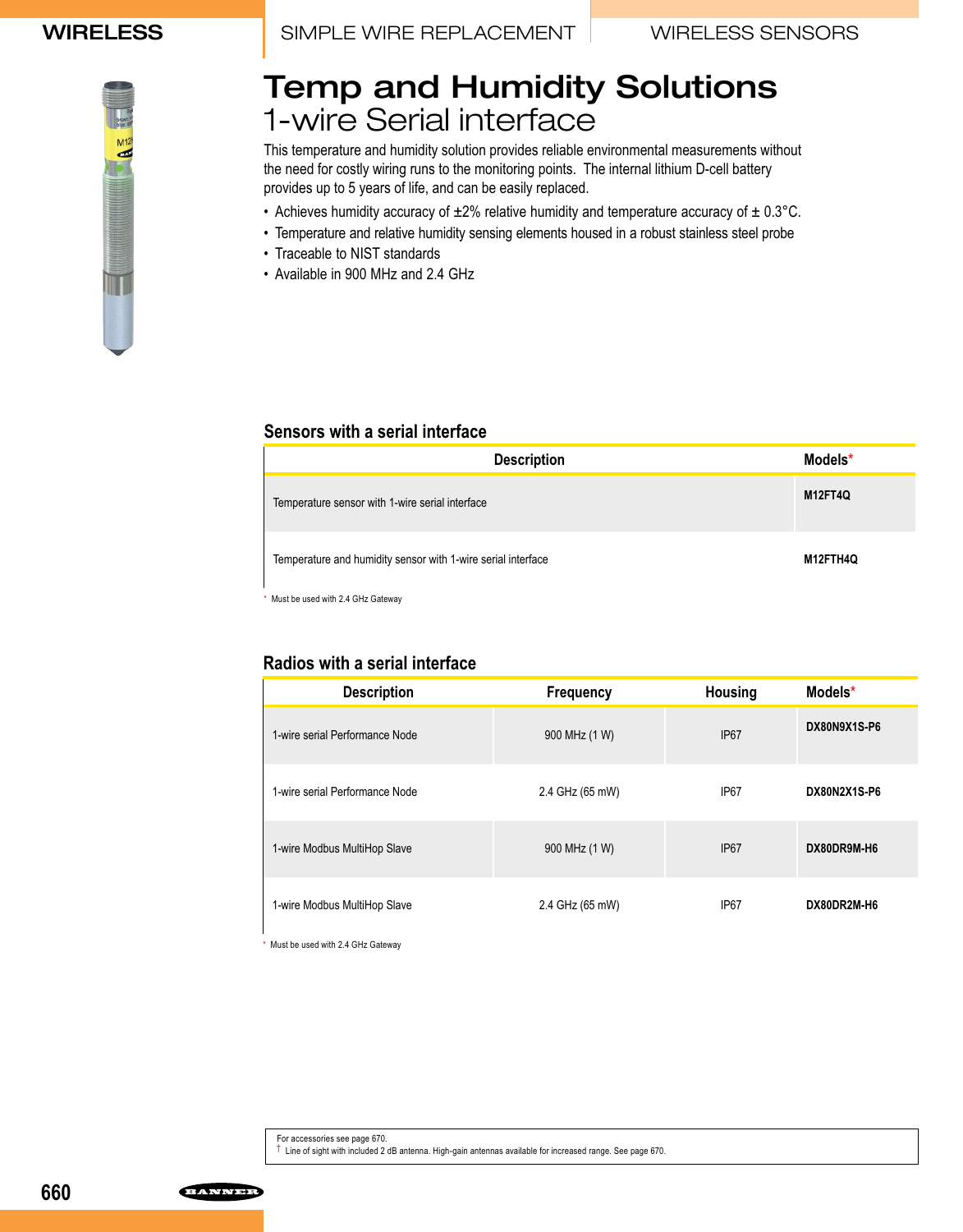# Temp and Humidity Solutions
## 1-wire Serial interface

This temperature and humidity solution provides reliable environmental measurements without the need for costly wiring runs to the monitoring points. The internal lithium D-cell battery provides up to 5 years of life, and can be easily replaced.

- Achieves humidity accuracy of ±2% relative humidity and temperature accuracy of ± 0.3°C.
- Temperature and relative humidity sensing elements housed in a robust stainless steel probe
- Traceable to NIST standards
- Available in 900 MHz and 2.4 GHz

### Sensors with a serial interface

| Description | Models* |
|---|---|
| Temperature sensor with 1-wire serial interface | **M12FT4Q** |
| Temperature and humidity sensor with 1-wire serial interface | **M12FTH4Q** |

* Must be used with 2.4 GHz Gateway

### Radios with a serial interface

| Description | Frequency | Housing | Models* |
|---|---|---|---|
| 1-wire serial Performance Node | 900 MHz (1 W) | IP67 | **DX80N9X1S-P6** |
| 1-wire serial Performance Node | 2.4 GHz (65 mW) | IP67 | **DX80N2X1S-P6** |
| 1-wire Modbus MultiHop Slave | 900 MHz (1 W) | IP67 | **DX80DR9M-H6** |
| 1-wire Modbus MultiHop Slave | 2.4 GHz (65 mW) | IP67 | **DX80DR2M-H6** |

* Must be used with 2.4 GHz Gateway

For accessories see page 670.
† Line of sight with included 2 dB antenna. High-gain antennas available for increased range. See page 670.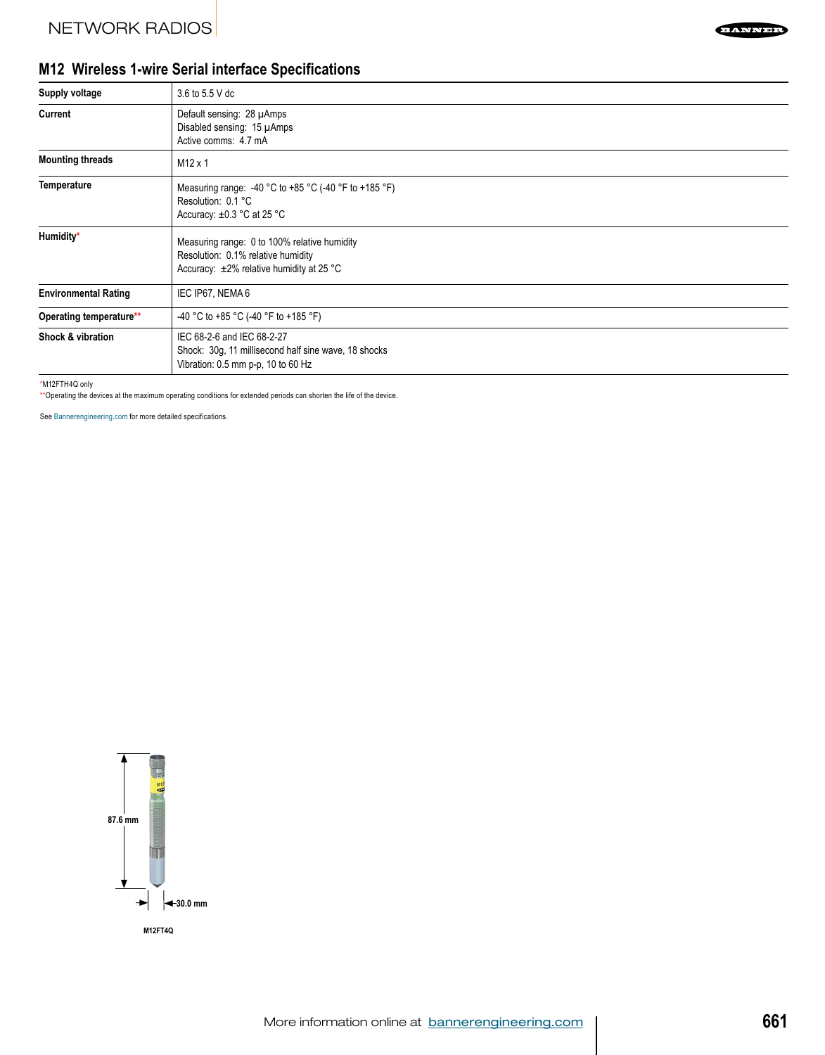## M12 Wireless 1-wire Serial interface Specifications

| | |
|---|---|
| **Supply voltage** | 3.6 to 5.5 V dc |
| **Current** | Default sensing: 28 µAmps<br>Disabled sensing: 15 µAmps<br>Active comms: 4.7 mA |
| **Mounting threads** | M12 x 1 |
| **Temperature** | Measuring range: -40 °C to +85 °C (-40 °F to +185 °F)<br>Resolution: 0.1 °C<br>Accuracy: ±0.3 °C at 25 °C |
| **Humidity*** | Measuring range: 0 to 100% relative humidity<br>Resolution: 0.1% relative humidity<br>Accuracy: ±2% relative humidity at 25 °C |
| **Environmental Rating** | IEC IP67, NEMA 6 |
| **Operating temperature**** | -40 °C to +85 °C (-40 °F to +185 °F) |
| **Shock & vibration** | IEC 68-2-6 and IEC 68-2-27<br>Shock: 30g, 11 millisecond half sine wave, 18 shocks<br>Vibration: 0.5 mm p-p, 10 to 60 Hz |

*M12FTH4Q only

**Operating the devices at the maximum operating conditions for extended periods can shorten the life of the device.

See Bannerengineering.com for more detailed specifications.

87.6 mm

30.0 mm

M12FT4Q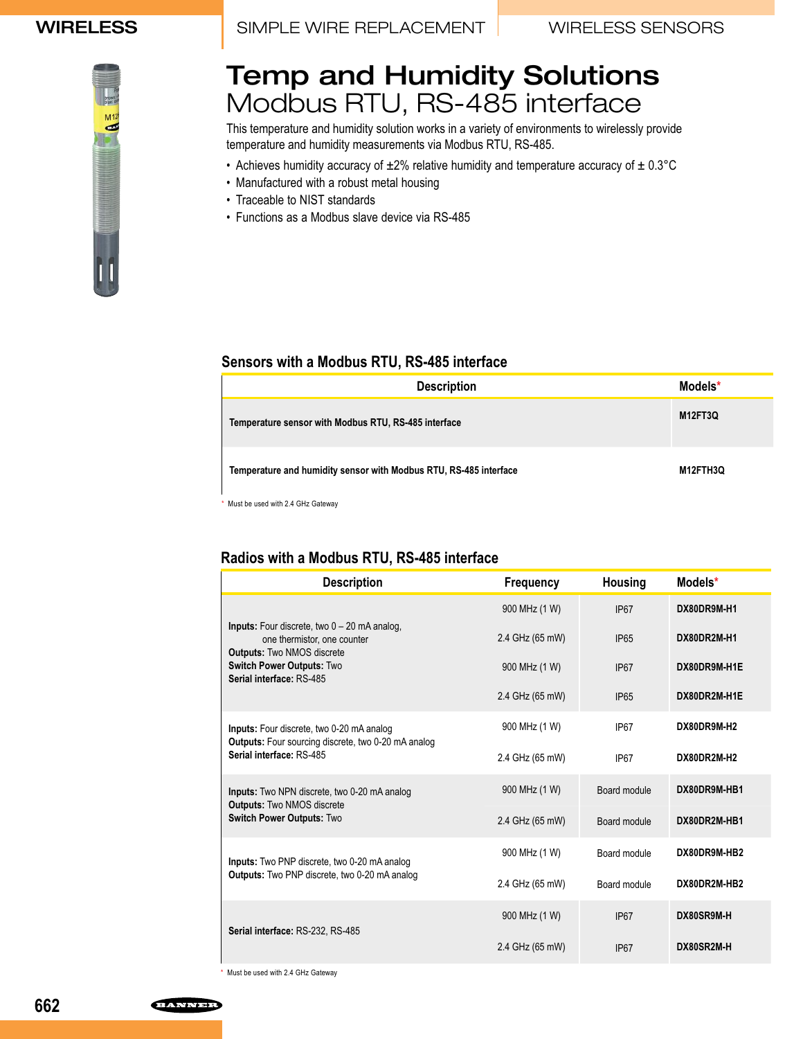# Temp and Humidity Solutions

## Modbus RTU, RS-485 interface

This temperature and humidity solution works in a variety of environments to wirelessly provide temperature and humidity measurements via Modbus RTU, RS-485.

- Achieves humidity accuracy of ±2% relative humidity and temperature accuracy of ± 0.3°C
- Manufactured with a robust metal housing
- Traceable to NIST standards
- Functions as a Modbus slave device via RS-485

### Sensors with a Modbus RTU, RS-485 interface

| Description | Models* |
|---|---|
| **Temperature sensor with Modbus RTU, RS-485 interface** | **M12FT3Q** |
| **Temperature and humidity sensor with Modbus RTU, RS-485 interface** | **M12FTH3Q** |

* Must be used with 2.4 GHz Gateway

### Radios with a Modbus RTU, RS-485 interface

| Description | Frequency | Housing | Models* |
|---|---|---|---|
| **Inputs:** Four discrete, two 0 – 20 mA analog, one thermistor, one counter<br>**Outputs:** Two NMOS discrete<br>**Switch Power Outputs:** Two<br>**Serial interface:** RS-485 | 900 MHz (1 W) | IP67 | **DX80DR9M-H1** |
| | 2.4 GHz (65 mW) | IP65 | **DX80DR2M-H1** |
| | 900 MHz (1 W) | IP67 | **DX80DR9M-H1E** |
| | 2.4 GHz (65 mW) | IP65 | **DX80DR2M-H1E** |
| **Inputs:** Four discrete, two 0-20 mA analog<br>**Outputs:** Four sourcing discrete, two 0-20 mA analog<br>**Serial interface:** RS-485 | 900 MHz (1 W) | IP67 | **DX80DR9M-H2** |
| | 2.4 GHz (65 mW) | IP67 | **DX80DR2M-H2** |
| **Inputs:** Two NPN discrete, two 0-20 mA analog<br>**Outputs:** Two NMOS discrete<br>**Switch Power Outputs:** Two | 900 MHz (1 W) | Board module | **DX80DR9M-HB1** |
| | 2.4 GHz (65 mW) | Board module | **DX80DR2M-HB1** |
| **Inputs:** Two PNP discrete, two 0-20 mA analog<br>**Outputs:** Two PNP discrete, two 0-20 mA analog | 900 MHz (1 W) | Board module | **DX80DR9M-HB2** |
| | 2.4 GHz (65 mW) | Board module | **DX80DR2M-HB2** |
| **Serial interface:** RS-232, RS-485 | 900 MHz (1 W) | IP67 | **DX80SR9M-H** |
| | 2.4 GHz (65 mW) | IP67 | **DX80SR2M-H** |

* Must be used with 2.4 GHz Gateway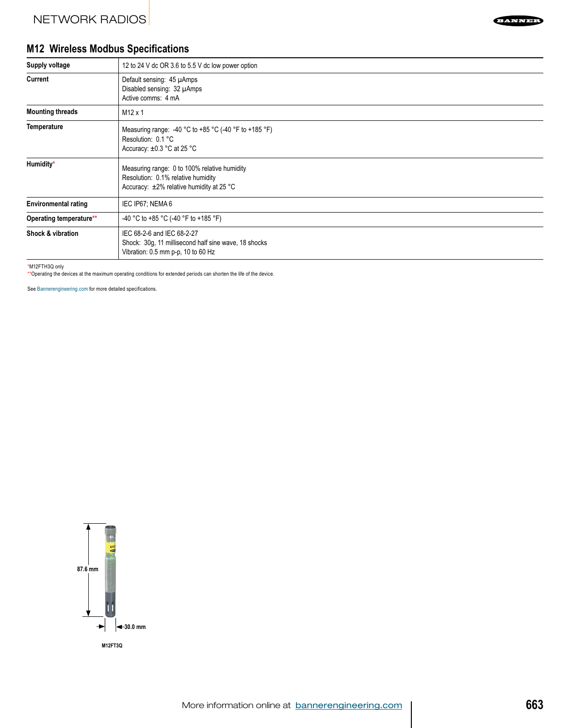## M12 Wireless Modbus Specifications

| | |
|---|---|
| **Supply voltage** | 12 to 24 V dc OR 3.6 to 5.5 V dc low power option |
| **Current** | Default sensing: 45 µAmps<br>Disabled sensing: 32 µAmps<br>Active comms: 4 mA |
| **Mounting threads** | M12 x 1 |
| **Temperature** | Measuring range: -40 °C to +85 °C (-40 °F to +185 °F)<br>Resolution: 0.1 °C<br>Accuracy: ±0.3 °C at 25 °C |
| **Humidity*** | Measuring range: 0 to 100% relative humidity<br>Resolution: 0.1% relative humidity<br>Accuracy: ±2% relative humidity at 25 °C |
| **Environmental rating** | IEC IP67; NEMA 6 |
| **Operating temperature**** | -40 °C to +85 °C (-40 °F to +185 °F) |
| **Shock & vibration** | IEC 68-2-6 and IEC 68-2-27<br>Shock: 30g, 11 millisecond half sine wave, 18 shocks<br>Vibration: 0.5 mm p-p, 10 to 60 Hz |

*M12FTH3Q only

**Operating the devices at the maximum operating conditions for extended periods can shorten the life of the device.

See Bannerengineering.com for more detailed specifications.

87.6 mm

30.0 mm

M12FT3Q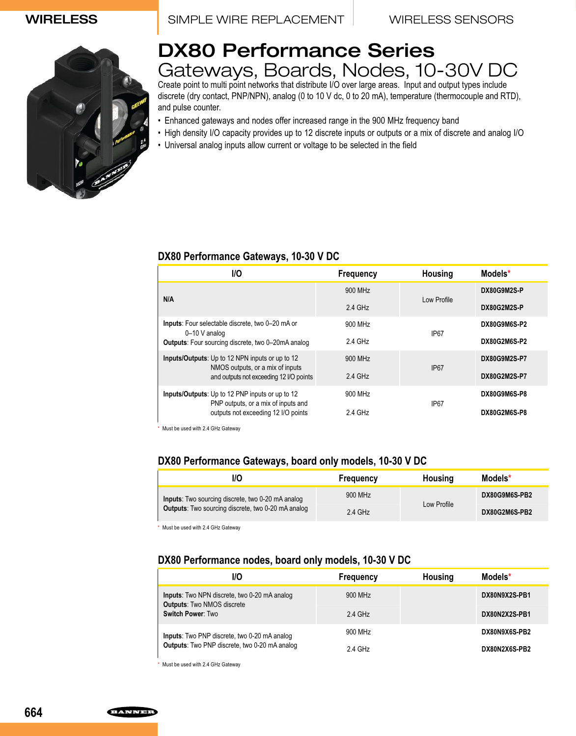# DX80 Performance Series

## Gateways, Boards, Nodes, 10-30V DC

Create point to multi point networks that distribute I/O over large areas. Input and output types include discrete (dry contact, PNP/NPN), analog (0 to 10 V dc, 0 to 20 mA), temperature (thermocouple and RTD), and pulse counter.

- Enhanced gateways and nodes offer increased range in the 900 MHz frequency band
- High density I/O capacity provides up to 12 discrete inputs or outputs or a mix of discrete and analog I/O
- Universal analog inputs allow current or voltage to be selected in the field

### DX80 Performance Gateways, 10-30 V DC

| I/O | Frequency | Housing | Models* |
|---|---|---|---|
| N/A | 900 MHz | Low Profile | DX80G9M2S-P |
| | 2.4 GHz | | DX80G2M2S-P |
| **Inputs**: Four selectable discrete, two 0–20 mA or 0–10 V analog<br>**Outputs**: Four sourcing discrete, two 0–20mA analog | 900 MHz | IP67 | DX80G9M6S-P2 |
| | 2.4 GHz | | DX80G2M6S-P2 |
| **Inputs/Outputs**: Up to 12 NPN inputs or up to 12 NMOS outputs, or a mix of inputs and outputs not exceeding 12 I/O points | 900 MHz | IP67 | DX80G9M2S-P7 |
| | 2.4 GHz | | DX80G2M2S-P7 |
| **Inputs/Outputs**: Up to 12 PNP inputs or up to 12 PNP outputs, or a mix of inputs and outputs not exceeding 12 I/O points | 900 MHz | IP67 | DX80G9M6S-P8 |
| | 2.4 GHz | | DX80G2M6S-P8 |

\* Must be used with 2.4 GHz Gateway

### DX80 Performance Gateways, board only models, 10-30 V DC

| I/O | Frequency | Housing | Models* |
|---|---|---|---|
| **Inputs**: Two sourcing discrete, two 0-20 mA analog<br>**Outputs**: Two sourcing discrete, two 0-20 mA analog | 900 MHz | Low Profile | DX80G9M6S-PB2 |
| | 2.4 GHz | | DX80G2M6S-PB2 |

\* Must be used with 2.4 GHz Gateway

### DX80 Performance nodes, board only models, 10-30 V DC

| I/O | Frequency | Housing | Models* |
|---|---|---|---|
| **Inputs**: Two NPN discrete, two 0-20 mA analog<br>**Outputs**: Two NMOS discrete<br>**Switch Power**: Two | 900 MHz | | DX80N9X2S-PB1 |
| | 2.4 GHz | | DX80N2X2S-PB1 |
| **Inputs**: Two PNP discrete, two 0-20 mA analog<br>**Outputs**: Two PNP discrete, two 0-20 mA analog | 900 MHz | | DX80N9X6S-PB2 |
| | 2.4 GHz | | DX80N2X6S-PB2 |

\* Must be used with 2.4 GHz Gateway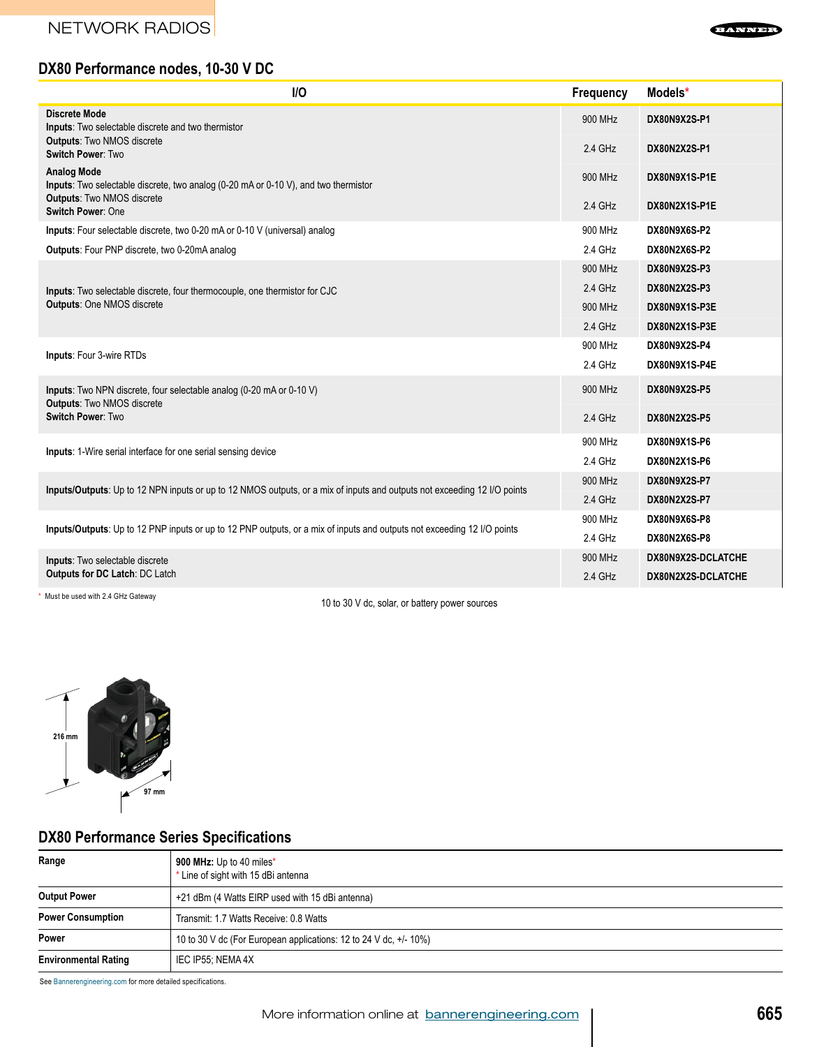## DX80 Performance nodes, 10-30 V DC

| I/O | Frequency | Models* |
|---|---|---|
| **Discrete Mode**<br>**Inputs**: Two selectable discrete and two thermistor<br>**Outputs**: Two NMOS discrete<br>**Switch Power**: Two | 900 MHz | **DX80N9X2S-P1** |
| | 2.4 GHz | **DX80N2X2S-P1** |
| **Analog Mode**<br>**Inputs**: Two selectable discrete, two analog (0-20 mA or 0-10 V), and two thermistor<br>**Outputs**: Two NMOS discrete<br>**Switch Power**: One | 900 MHz | **DX80N9X1S-P1E** |
| | 2.4 GHz | **DX80N2X1S-P1E** |
| **Inputs**: Four selectable discrete, two 0-20 mA or 0-10 V (universal) analog | 900 MHz | **DX80N9X6S-P2** |
| **Outputs**: Four PNP discrete, two 0-20mA analog | 2.4 GHz | **DX80N2X6S-P2** |
| **Inputs**: Two selectable discrete, four thermocouple, one thermistor for CJC<br>**Outputs**: One NMOS discrete | 900 MHz | **DX80N9X2S-P3** |
| | 2.4 GHz | **DX80N2X2S-P3** |
| | 900 MHz | **DX80N9X1S-P3E** |
| | 2.4 GHz | **DX80N2X1S-P3E** |
| **Inputs**: Four 3-wire RTDs | 900 MHz | **DX80N9X2S-P4** |
| | 2.4 GHz | **DX80N9X1S-P4E** |
| **Inputs**: Two NPN discrete, four selectable analog (0-20 mA or 0-10 V)<br>**Outputs**: Two NMOS discrete<br>**Switch Power**: Two | 900 MHz | **DX80N9X2S-P5** |
| | 2.4 GHz | **DX80N2X2S-P5** |
| **Inputs**: 1-Wire serial interface for one serial sensing device | 900 MHz | **DX80N9X1S-P6** |
| | 2.4 GHz | **DX80N2X1S-P6** |
| **Inputs/Outputs**: Up to 12 NPN inputs or up to 12 NMOS outputs, or a mix of inputs and outputs not exceeding 12 I/O points | 900 MHz | **DX80N9X2S-P7** |
| | 2.4 GHz | **DX80N2X2S-P7** |
| **Inputs/Outputs**: Up to 12 PNP inputs or up to 12 PNP outputs, or a mix of inputs and outputs not exceeding 12 I/O points | 900 MHz | **DX80N9X6S-P8** |
| | 2.4 GHz | **DX80N2X6S-P8** |
| **Inputs**: Two selectable discrete<br>**Outputs for DC Latch**: DC Latch | 900 MHz | **DX80N9X2S-DCLATCHE** |
| | 2.4 GHz | **DX80N2X2S-DCLATCHE** |

\* Must be used with 2.4 GHz Gateway

10 to 30 V dc, solar, or battery power sources

216 mm

97 mm

## DX80 Performance Series Specifications

| | |
|---|---|
| **Range** | **900 MHz:** Up to 40 miles*<br>* Line of sight with 15 dBi antenna |
| **Output Power** | +21 dBm (4 Watts EIRP used with 15 dBi antenna) |
| **Power Consumption** | Transmit: 1.7 Watts Receive: 0.8 Watts |
| **Power** | 10 to 30 V dc (For European applications: 12 to 24 V dc, +/- 10%) |
| **Environmental Rating** | IEC IP55; NEMA 4X |

See Bannerengineering.com for more detailed specifications.

More information online at bannerengineering.com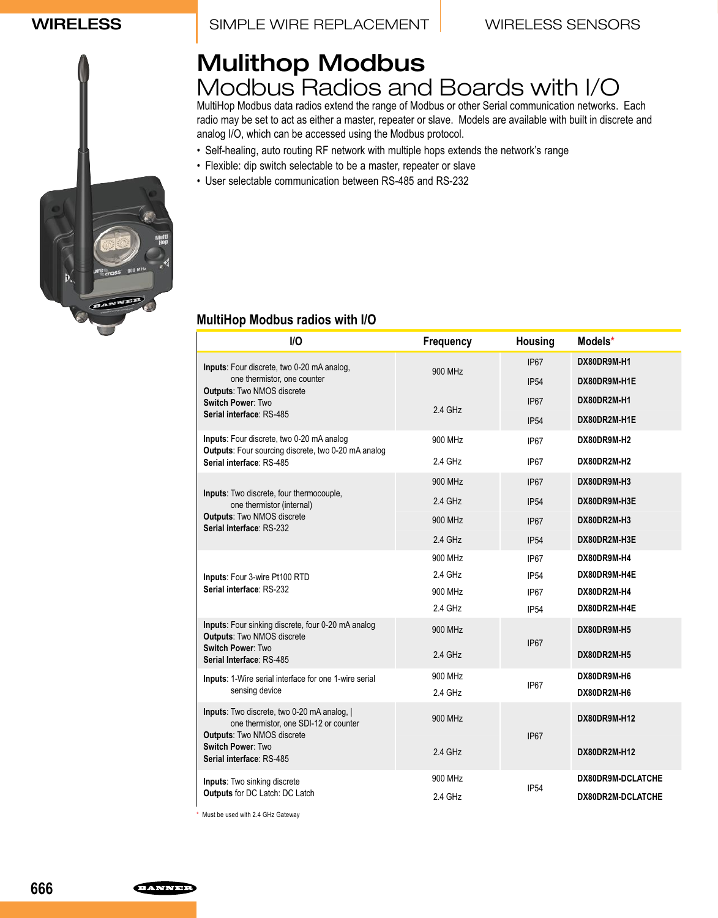# Mulithop Modbus

## Modbus Radios and Boards with I/O

MultiHop Modbus data radios extend the range of Modbus or other Serial communication networks. Each radio may be set to act as either a master, repeater or slave. Models are available with built in discrete and analog I/O, which can be accessed using the Modbus protocol.

- Self-healing, auto routing RF network with multiple hops extends the network's range
- Flexible: dip switch selectable to be a master, repeater or slave
- User selectable communication between RS-485 and RS-232

### MultiHop Modbus radios with I/O

| I/O | Frequency | Housing | Models* |
|---|---|---|---|
| **Inputs**: Four discrete, two 0-20 mA analog, one thermistor, one counter<br>**Outputs**: Two NMOS discrete<br>**Switch Power**: Two<br>**Serial interface**: RS-485 | 900 MHz | IP67 | DX80DR9M-H1 |
| | | IP54 | DX80DR9M-H1E |
| | 2.4 GHz | IP67 | DX80DR2M-H1 |
| | | IP54 | DX80DR2M-H1E |
| **Inputs**: Four discrete, two 0-20 mA analog<br>**Outputs**: Four sourcing discrete, two 0-20 mA analog<br>**Serial interface**: RS-485 | 900 MHz | IP67 | DX80DR9M-H2 |
| | 2.4 GHz | IP67 | DX80DR2M-H2 |
| **Inputs**: Two discrete, four thermocouple, one thermistor (internal)<br>**Outputs**: Two NMOS discrete<br>**Serial interface**: RS-232 | 900 MHz | IP67 | DX80DR9M-H3 |
| | 2.4 GHz | IP54 | DX80DR9M-H3E |
| | 900 MHz | IP67 | DX80DR2M-H3 |
| | 2.4 GHz | IP54 | DX80DR2M-H3E |
| **Inputs**: Four 3-wire Pt100 RTD<br>**Serial interface**: RS-232 | 900 MHz | IP67 | DX80DR9M-H4 |
| | 2.4 GHz | IP54 | DX80DR9M-H4E |
| | 900 MHz | IP67 | DX80DR2M-H4 |
| | 2.4 GHz | IP54 | DX80DR2M-H4E |
| **Inputs**: Four sinking discrete, four 0-20 mA analog<br>**Outputs**: Two NMOS discrete<br>**Switch Power**: Two<br>**Serial Interface**: RS-485 | 900 MHz | IP67 | DX80DR9M-H5 |
| | 2.4 GHz | | DX80DR2M-H5 |
| **Inputs**: 1-Wire serial interface for one 1-wire serial sensing device | 900 MHz | IP67 | DX80DR9M-H6 |
| | 2.4 GHz | | DX80DR2M-H6 |
| **Inputs**: Two discrete, two 0-20 mA analog, \| one thermistor, one SDI-12 or counter<br>**Outputs**: Two NMOS discrete<br>**Switch Power**: Two<br>**Serial interface**: RS-485 | 900 MHz | IP67 | DX80DR9M-H12 |
| | 2.4 GHz | | DX80DR2M-H12 |
| **Inputs**: Two sinking discrete<br>**Outputs** for DC Latch: DC Latch | 900 MHz | IP54 | DX80DR9M-DCLATCHE |
| | 2.4 GHz | | DX80DR2M-DCLATCHE |

\* Must be used with 2.4 GHz Gateway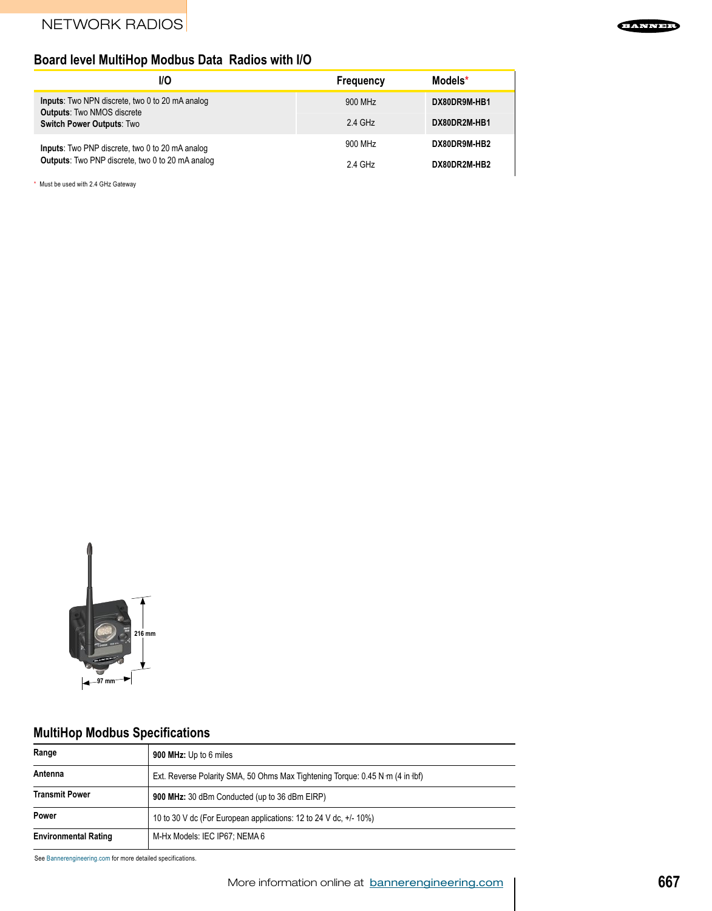## Board level MultiHop Modbus Data Radios with I/O

| I/O | Frequency | Models* |
|---|---|---|
| **Inputs**: Two NPN discrete, two 0 to 20 mA analog<br>**Outputs**: Two NMOS discrete<br>**Switch Power Outputs**: Two | 900 MHz | **DX80DR9M-HB1** |
| | 2.4 GHz | **DX80DR2M-HB1** |
| **Inputs**: Two PNP discrete, two 0 to 20 mA analog<br>**Outputs**: Two PNP discrete, two 0 to 20 mA analog | 900 MHz | **DX80DR9M-HB2** |
| | 2.4 GHz | **DX80DR2M-HB2** |

* Must be used with 2.4 GHz Gateway

216 mm

97 mm

## MultiHop Modbus Specifications

| | |
|---|---|
| **Range** | **900 MHz:** Up to 6 miles |
| **Antenna** | Ext. Reverse Polarity SMA, 50 Ohms Max Tightening Torque: 0.45 N·m (4 in·lbf) |
| **Transmit Power** | **900 MHz:** 30 dBm Conducted (up to 36 dBm EIRP) |
| **Power** | 10 to 30 V dc (For European applications: 12 to 24 V dc, +/- 10%) |
| **Environmental Rating** | M-Hx Models: IEC IP67; NEMA 6 |

See Bannerengineering.com for more detailed specifications.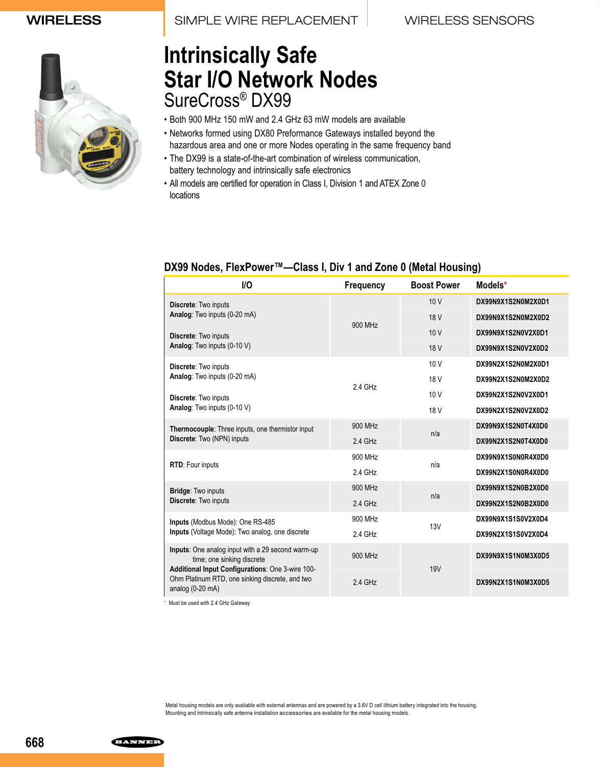# Intrinsically Safe Star I/O Network Nodes

## SureCross® DX99

- Both 900 MHz 150 mW and 2.4 GHz 63 mW models are available
- Networks formed using DX80 Preformance Gateways installed beyond the hazardous area and one or more Nodes operating in the same frequency band
- The DX99 is a state-of-the-art combination of wireless communication, battery technology and intrinsically safe electronics
- All models are certified for operation in Class I, Division 1 and ATEX Zone 0 locations

### DX99 Nodes, FlexPower™—Class I, Div 1 and Zone 0 (Metal Housing)

| I/O | Frequency | Boost Power | Models* |
|---|---|---|---|
| **Discrete**: Two inputs<br>**Analog**: Two inputs (0-20 mA) | 900 MHz | 10 V | DX99N9X1S2N0M2X0D1 |
| | | 18 V | DX99N9X1S2N0M2X0D2 |
| **Discrete**: Two inputs<br>**Analog**: Two inputs (0-10 V) | | 10 V | DX99N9X1S2N0V2X0D1 |
| | | 18 V | DX99N9X1S2N0V2X0D2 |
| **Discrete**: Two inputs<br>**Analog**: Two inputs (0-20 mA) | 2.4 GHz | 10 V | DX99N2X1S2N0M2X0D1 |
| | | 18 V | DX99N2X1S2N0M2X0D2 |
| **Discrete**: Two inputs<br>**Analog**: Two inputs (0-10 V) | | 10 V | DX99N2X1S2N0V2X0D1 |
| | | 18 V | DX99N2X1S2N0V2X0D2 |
| **Thermocouple**: Three inputs, one thermistor input<br>**Discrete**: Two (NPN) inputs | 900 MHz | n/a | DX99N9X1S2N0T4X0D0 |
| | 2.4 GHz | | DX99N2X1S2N0T4X0D0 |
| **RTD**: Four inputs | 900 MHz | n/a | DX99N9X1S0N0R4X0D0 |
| | 2.4 GHz | | DX99N2X1S0N0R4X0D0 |
| **Bridge**: Two inputs<br>**Discrete**: Two inputs | 900 MHz | n/a | DX99N9X1S2N0B2X0D0 |
| | 2.4 GHz | | DX99N2X1S2N0B2X0D0 |
| **Inputs** (Modbus Mode): One RS-485<br>**Inputs** (Voltage Mode): Two analog, one discrete | 900 MHz | 13V | DX99N9X1S1S0V2X0D4 |
| | 2.4 GHz | | DX99N2X1S1S0V2X0D4 |
| **Inputs**: One analog input with a 29 second warm-up time; one sinking discrete<br>**Additional Input Configurations**: One 3-wire 100-Ohm Platinum RTD, one sinking discrete, and two analog (0-20 mA) | 900 MHz | 19V | DX99N9X1S1N0M3X0D5 |
| | 2.4 GHz | | DX99N2X1S1N0M3X0D5 |

\* Must be used with 2.4 GHz Gateway

Metal housing models are only available with external antennas and are powered by a 3.6V D cell lithium battery integrated into the housing. Mounting and intrinsically safe antenna installation accessories are available for the metal housing models.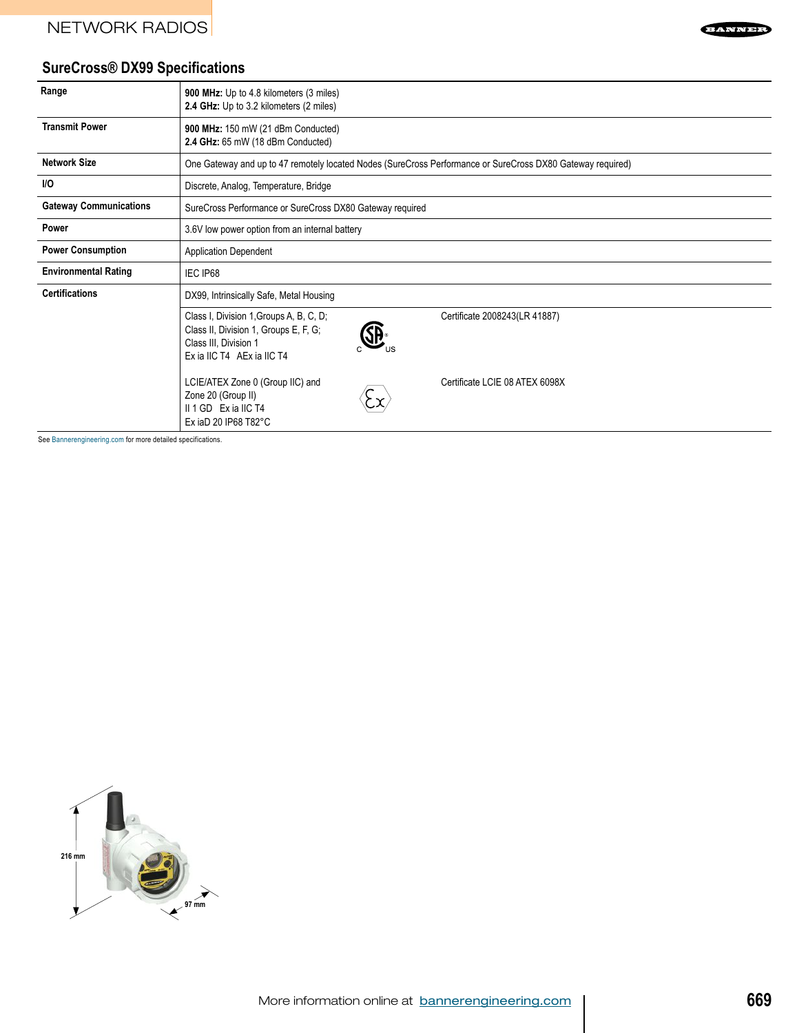## SureCross® DX99 Specifications

| | |
|---|---|
| **Range** | **900 MHz:** Up to 4.8 kilometers (3 miles)<br>**2.4 GHz:** Up to 3.2 kilometers (2 miles) |
| **Transmit Power** | **900 MHz:** 150 mW (21 dBm Conducted)<br>**2.4 GHz:** 65 mW (18 dBm Conducted) |
| **Network Size** | One Gateway and up to 47 remotely located Nodes (SureCross Performance or SureCross DX80 Gateway required) |
| **I/O** | Discrete, Analog, Temperature, Bridge |
| **Gateway Communications** | SureCross Performance or SureCross DX80 Gateway required |
| **Power** | 3.6V low power option from an internal battery |
| **Power Consumption** | Application Dependent |
| **Environmental Rating** | IEC IP68 |
| **Certifications** | DX99, Intrinsically Safe, Metal Housing |
| | Class I, Division 1,Groups A, B, C, D;<br>Class II, Division 1, Groups E, F, G;<br>Class III, Division 1<br>Ex ia IIC T4 AEx ia IIC T4 — Certificate 2008243(LR 41887) |
| | LCIE/ATEX Zone 0 (Group IIC) and<br>Zone 20 (Group II)<br>II 1 GD Ex ia IIC T4<br>Ex iaD 20 IP68 T82°C — Certificate LCIE 08 ATEX 6098X |

See Bannerengineering.com for more detailed specifications.

216 mm

97 mm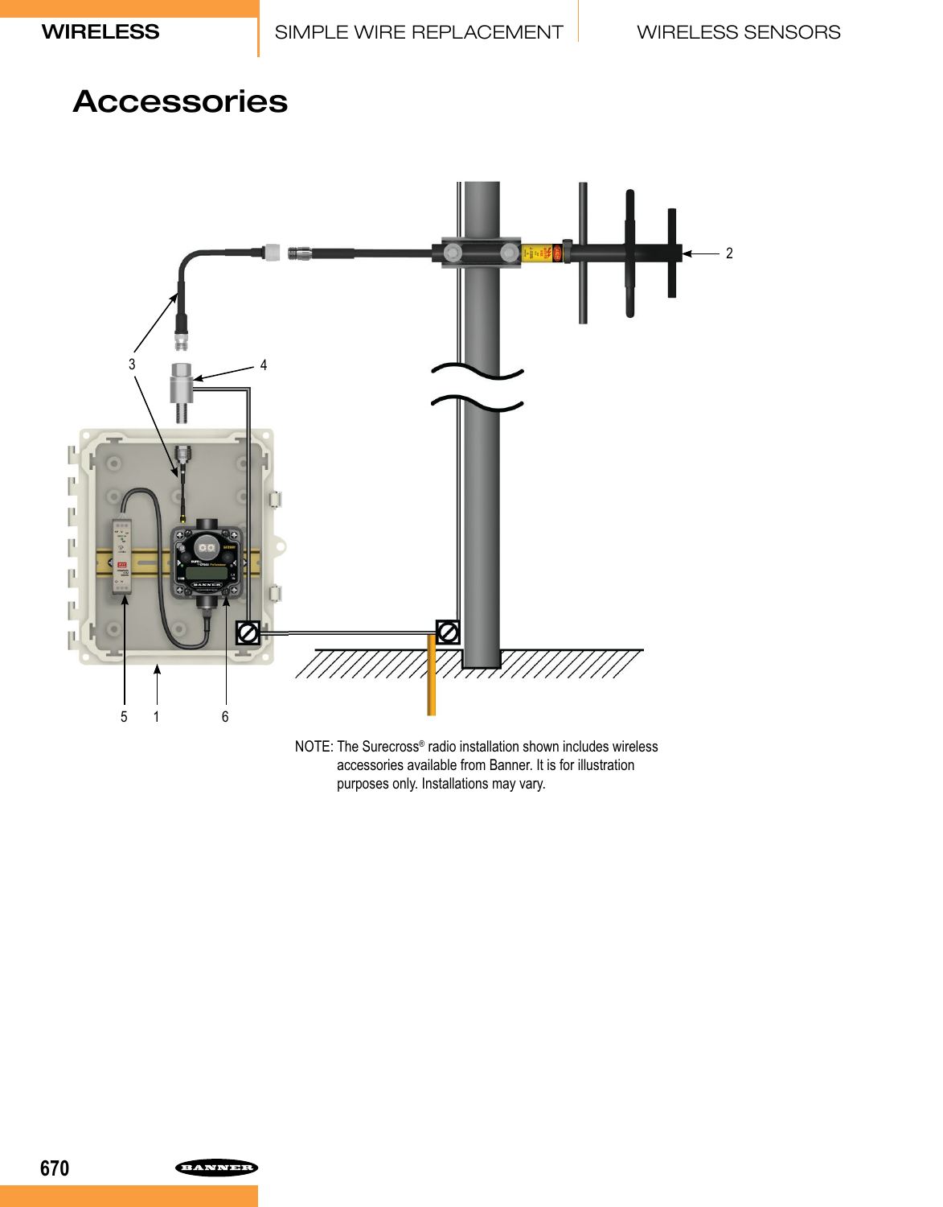# Accessories

NOTE: The Surecross® radio installation shown includes wireless accessories available from Banner. It is for illustration purposes only. Installations may vary.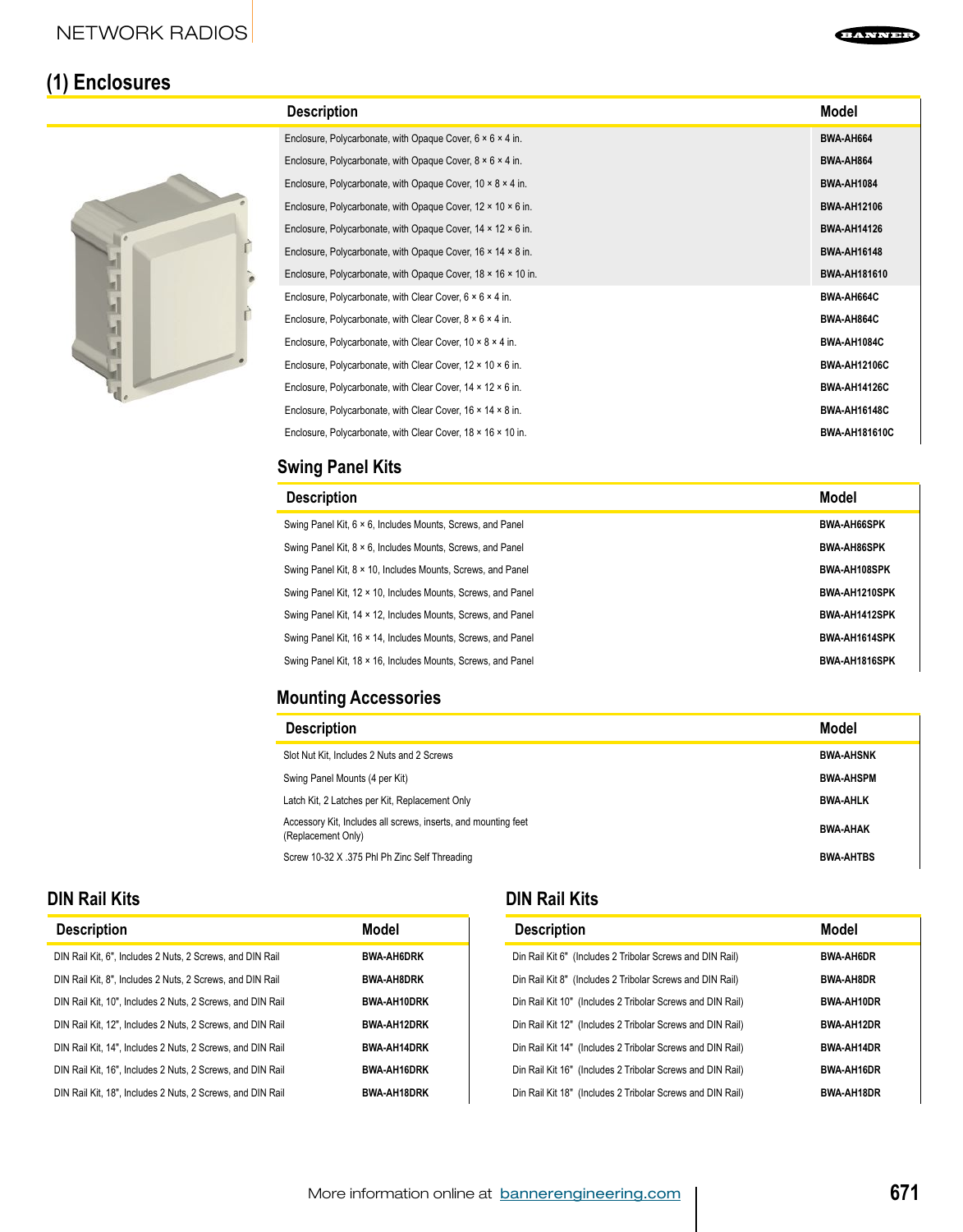## (1) Enclosures

| Description | Model |
|---|---|
| Enclosure, Polycarbonate, with Opaque Cover, 6 × 6 × 4 in. | BWA-AH664 |
| Enclosure, Polycarbonate, with Opaque Cover, 8 × 6 × 4 in. | BWA-AH864 |
| Enclosure, Polycarbonate, with Opaque Cover, 10 × 8 × 4 in. | BWA-AH1084 |
| Enclosure, Polycarbonate, with Opaque Cover, 12 × 10 × 6 in. | BWA-AH12106 |
| Enclosure, Polycarbonate, with Opaque Cover, 14 × 12 × 6 in. | BWA-AH14126 |
| Enclosure, Polycarbonate, with Opaque Cover, 16 × 14 × 8 in. | BWA-AH16148 |
| Enclosure, Polycarbonate, with Opaque Cover, 18 × 16 × 10 in. | BWA-AH181610 |
| Enclosure, Polycarbonate, with Clear Cover, 6 × 6 × 4 in. | BWA-AH664C |
| Enclosure, Polycarbonate, with Clear Cover, 8 × 6 × 4 in. | BWA-AH864C |
| Enclosure, Polycarbonate, with Clear Cover, 10 × 8 × 4 in. | BWA-AH1084C |
| Enclosure, Polycarbonate, with Clear Cover, 12 × 10 × 6 in. | BWA-AH12106C |
| Enclosure, Polycarbonate, with Clear Cover, 14 × 12 × 6 in. | BWA-AH14126C |
| Enclosure, Polycarbonate, with Clear Cover, 16 × 14 × 8 in. | BWA-AH16148C |
| Enclosure, Polycarbonate, with Clear Cover, 18 × 16 × 10 in. | BWA-AH181610C |

### Swing Panel Kits

| Description | Model |
|---|---|
| Swing Panel Kit, 6 × 6, Includes Mounts, Screws, and Panel | BWA-AH66SPK |
| Swing Panel Kit, 8 × 6, Includes Mounts, Screws, and Panel | BWA-AH86SPK |
| Swing Panel Kit, 8 × 10, Includes Mounts, Screws, and Panel | BWA-AH108SPK |
| Swing Panel Kit, 12 × 10, Includes Mounts, Screws, and Panel | BWA-AH1210SPK |
| Swing Panel Kit, 14 × 12, Includes Mounts, Screws, and Panel | BWA-AH1412SPK |
| Swing Panel Kit, 16 × 14, Includes Mounts, Screws, and Panel | BWA-AH1614SPK |
| Swing Panel Kit, 18 × 16, Includes Mounts, Screws, and Panel | BWA-AH1816SPK |

### Mounting Accessories

| Description | Model |
|---|---|
| Slot Nut Kit, Includes 2 Nuts and 2 Screws | BWA-AHSNK |
| Swing Panel Mounts (4 per Kit) | BWA-AHSPM |
| Latch Kit, 2 Latches per Kit, Replacement Only | BWA-AHLK |
| Accessory Kit, Includes all screws, inserts, and mounting feet (Replacement Only) | BWA-AHAK |
| Screw 10-32 X .375 Phl Ph Zinc Self Threading | BWA-AHTBS |

### DIN Rail Kits

| Description | Model |
|---|---|
| DIN Rail Kit, 6", Includes 2 Nuts, 2 Screws, and DIN Rail | BWA-AH6DRK |
| DIN Rail Kit, 8", Includes 2 Nuts, 2 Screws, and DIN Rail | BWA-AH8DRK |
| DIN Rail Kit, 10", Includes 2 Nuts, 2 Screws, and DIN Rail | BWA-AH10DRK |
| DIN Rail Kit, 12", Includes 2 Nuts, 2 Screws, and DIN Rail | BWA-AH12DRK |
| DIN Rail Kit, 14", Includes 2 Nuts, 2 Screws, and DIN Rail | BWA-AH14DRK |
| DIN Rail Kit, 16", Includes 2 Nuts, 2 Screws, and DIN Rail | BWA-AH16DRK |
| DIN Rail Kit, 18", Includes 2 Nuts, 2 Screws, and DIN Rail | BWA-AH18DRK |

### DIN Rail Kits

| Description | Model |
|---|---|
| Din Rail Kit 6" (Includes 2 Tribolar Screws and DIN Rail) | BWA-AH6DR |
| Din Rail Kit 8" (Includes 2 Tribolar Screws and DIN Rail) | BWA-AH8DR |
| Din Rail Kit 10" (Includes 2 Tribolar Screws and DIN Rail) | BWA-AH10DR |
| Din Rail Kit 12" (Includes 2 Tribolar Screws and DIN Rail) | BWA-AH12DR |
| Din Rail Kit 14" (Includes 2 Tribolar Screws and DIN Rail) | BWA-AH14DR |
| Din Rail Kit 16" (Includes 2 Tribolar Screws and DIN Rail) | BWA-AH16DR |
| Din Rail Kit 18" (Includes 2 Tribolar Screws and DIN Rail) | BWA-AH18DR |

More information online at bannerengineering.com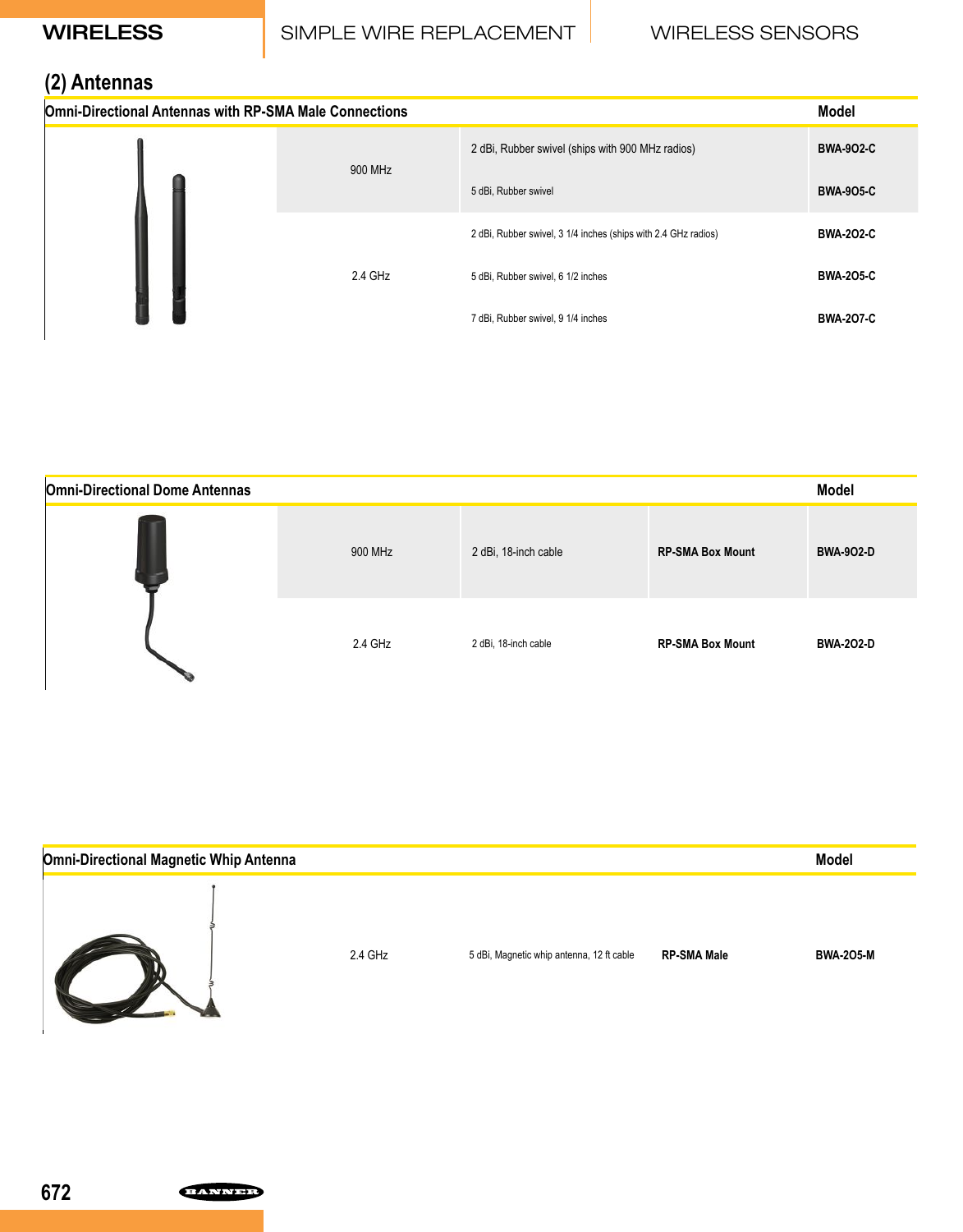## (2) Antennas

| Omni-Directional Antennas with RP-SMA Male Connections | | Model |
|---|---|---|
| 900 MHz | 2 dBi, Rubber swivel (ships with 900 MHz radios) | BWA-9O2-C |
| | 5 dBi, Rubber swivel | BWA-9O5-C |
| 2.4 GHz | 2 dBi, Rubber swivel, 3 1/4 inches (ships with 2.4 GHz radios) | BWA-2O2-C |
| | 5 dBi, Rubber swivel, 6 1/2 inches | BWA-2O5-C |
| | 7 dBi, Rubber swivel, 9 1/4 inches | BWA-2O7-C |

| Omni-Directional Dome Antennas | | | Model |
|---|---|---|---|
| 900 MHz | 2 dBi, 18-inch cable | RP-SMA Box Mount | BWA-9O2-D |
| 2.4 GHz | 2 dBi, 18-inch cable | RP-SMA Box Mount | BWA-2O2-D |

| Omni-Directional Magnetic Whip Antenna | | | Model |
|---|---|---|---|
| 2.4 GHz | 5 dBi, Magnetic whip antenna, 12 ft cable | RP-SMA Male | BWA-2O5-M |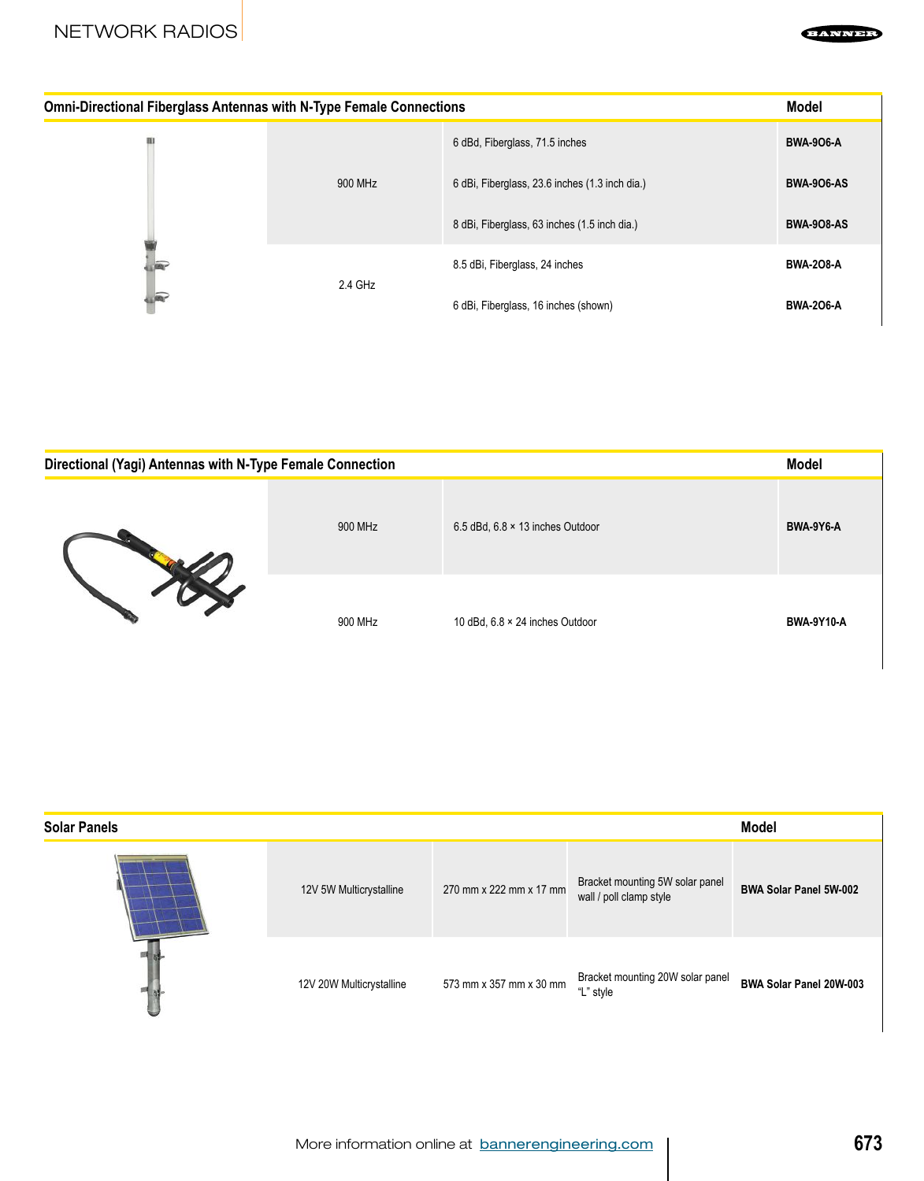| Omni-Directional Fiberglass Antennas with N-Type Female Connections | | | Model |
|---|---|---|---|
| | 900 MHz | 6 dBd, Fiberglass, 71.5 inches | **BWA-9O6-A** |
| | | 6 dBi, Fiberglass, 23.6 inches (1.3 inch dia.) | **BWA-9O6-AS** |
| | | 8 dBi, Fiberglass, 63 inches (1.5 inch dia.) | **BWA-9O8-AS** |
| | 2.4 GHz | 8.5 dBi, Fiberglass, 24 inches | **BWA-2O8-A** |
| | | 6 dBi, Fiberglass, 16 inches (shown) | **BWA-2O6-A** |

| Directional (Yagi) Antennas with N-Type Female Connection | | | Model |
|---|---|---|---|
| | 900 MHz | 6.5 dBd, 6.8 × 13 inches Outdoor | **BWA-9Y6-A** |
| | 900 MHz | 10 dBd, 6.8 × 24 inches Outdoor | **BWA-9Y10-A** |

| Solar Panels | | | | Model |
|---|---|---|---|---|
| | 12V 5W Multicrystalline | 270 mm x 222 mm x 17 mm | Bracket mounting 5W solar panel wall / poll clamp style | **BWA Solar Panel 5W-002** |
| | 12V 20W Multicrystalline | 573 mm x 357 mm x 30 mm | Bracket mounting 20W solar panel "L" style | **BWA Solar Panel 20W-003** |

More information online at bannerengineering.com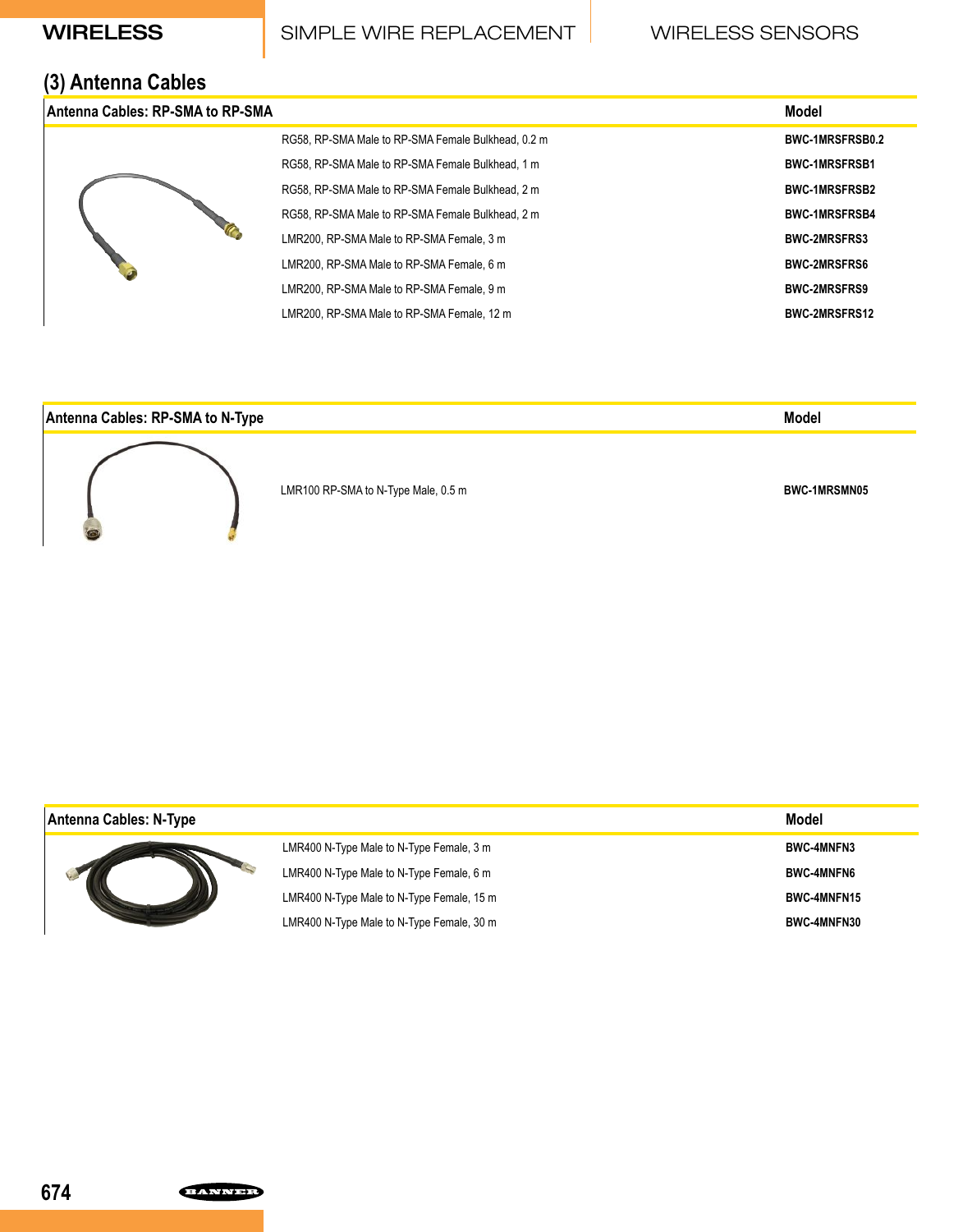## (3) Antenna Cables

| Antenna Cables: RP-SMA to RP-SMA | Model |
|---|---|
| RG58, RP-SMA Male to RP-SMA Female Bulkhead, 0.2 m | **BWC-1MRSFRSB0.2** |
| RG58, RP-SMA Male to RP-SMA Female Bulkhead, 1 m | **BWC-1MRSFRSB1** |
| RG58, RP-SMA Male to RP-SMA Female Bulkhead, 2 m | **BWC-1MRSFRSB2** |
| RG58, RP-SMA Male to RP-SMA Female Bulkhead, 2 m | **BWC-1MRSFRSB4** |
| LMR200, RP-SMA Male to RP-SMA Female, 3 m | **BWC-2MRSFRS3** |
| LMR200, RP-SMA Male to RP-SMA Female, 6 m | **BWC-2MRSFRS6** |
| LMR200, RP-SMA Male to RP-SMA Female, 9 m | **BWC-2MRSFRS9** |
| LMR200, RP-SMA Male to RP-SMA Female, 12 m | **BWC-2MRSFRS12** |

| Antenna Cables: RP-SMA to N-Type | Model |
|---|---|
| LMR100 RP-SMA to N-Type Male, 0.5 m | **BWC-1MRSMN05** |

| Antenna Cables: N-Type | Model |
|---|---|
| LMR400 N-Type Male to N-Type Female, 3 m | **BWC-4MNFN3** |
| LMR400 N-Type Male to N-Type Female, 6 m | **BWC-4MNFN6** |
| LMR400 N-Type Male to N-Type Female, 15 m | **BWC-4MNFN15** |
| LMR400 N-Type Male to N-Type Female, 30 m | **BWC-4MNFN30** |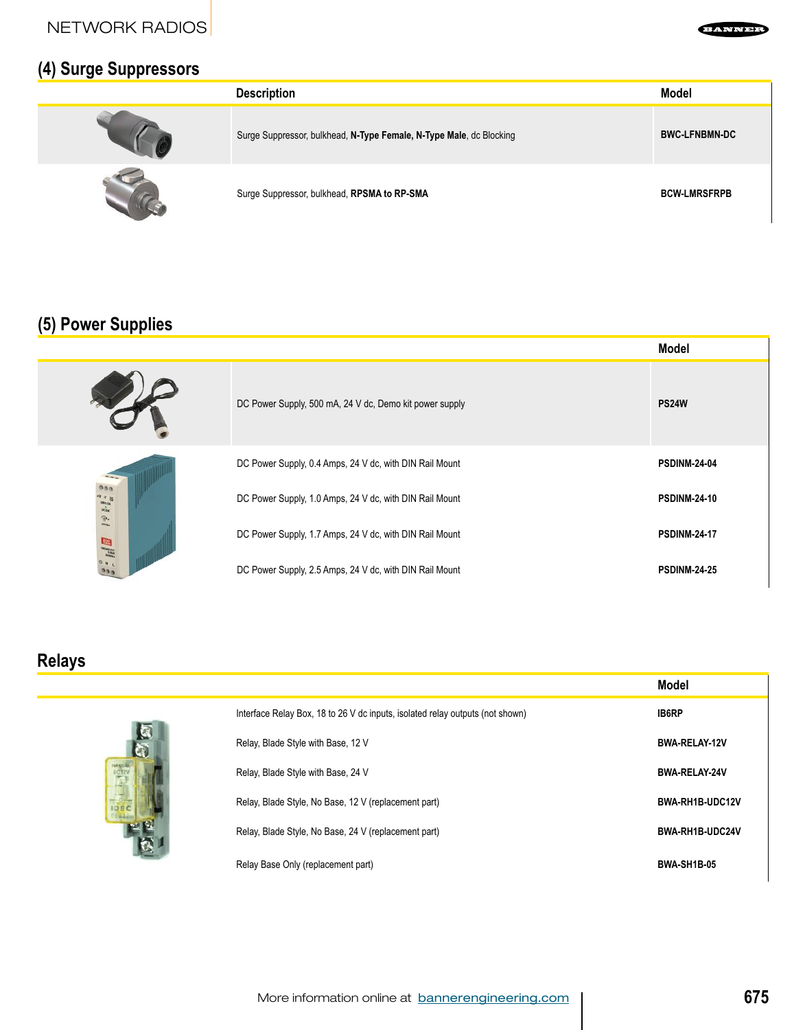## (4) Surge Suppressors

| Description | Model |
|---|---|
| Surge Suppressor, bulkhead, **N-Type Female, N-Type Male**, dc Blocking | **BWC-LFNBMN-DC** |
| Surge Suppressor, bulkhead, **RPSMA to RP-SMA** | **BCW-LMRSFRPB** |

## (5) Power Supplies

| | Model |
|---|---|
| DC Power Supply, 500 mA, 24 V dc, Demo kit power supply | **PS24W** |
| DC Power Supply, 0.4 Amps, 24 V dc, with DIN Rail Mount | **PSDINM-24-04** |
| DC Power Supply, 1.0 Amps, 24 V dc, with DIN Rail Mount | **PSDINM-24-10** |
| DC Power Supply, 1.7 Amps, 24 V dc, with DIN Rail Mount | **PSDINM-24-17** |
| DC Power Supply, 2.5 Amps, 24 V dc, with DIN Rail Mount | **PSDINM-24-25** |

## Relays

| | Model |
|---|---|
| Interface Relay Box, 18 to 26 V dc inputs, isolated relay outputs (not shown) | **IB6RP** |
| Relay, Blade Style with Base, 12 V | **BWA-RELAY-12V** |
| Relay, Blade Style with Base, 24 V | **BWA-RELAY-24V** |
| Relay, Blade Style, No Base, 12 V (replacement part) | **BWA-RH1B-UDC12V** |
| Relay, Blade Style, No Base, 24 V (replacement part) | **BWA-RH1B-UDC24V** |
| Relay Base Only (replacement part) | **BWA-SH1B-05** |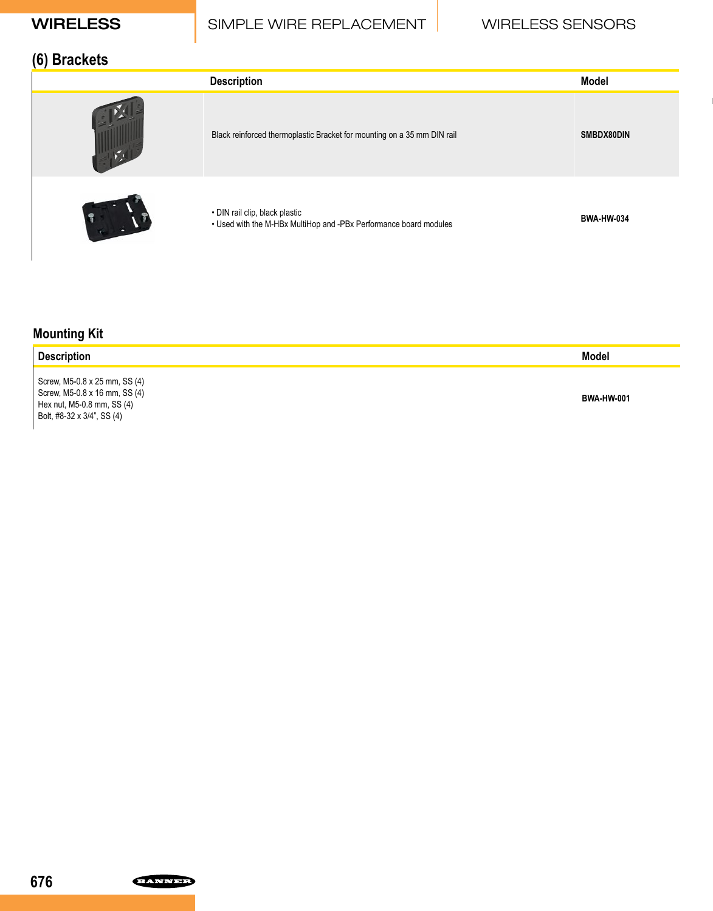## (6) Brackets

| | Description | Model |
|---|---|---|
| | Black reinforced thermoplastic Bracket for mounting on a 35 mm DIN rail | **SMBDX80DIN** |
| | • DIN rail clip, black plastic<br>• Used with the M-HBx MultiHop and -PBx Performance board modules | **BWA-HW-034** |

## Mounting Kit

| Description | Model |
|---|---|
| Screw, M5-0.8 x 25 mm, SS (4)<br>Screw, M5-0.8 x 16 mm, SS (4)<br>Hex nut, M5-0.8 mm, SS (4)<br>Bolt, #8-32 x 3/4", SS (4) | **BWA-HW-001** |